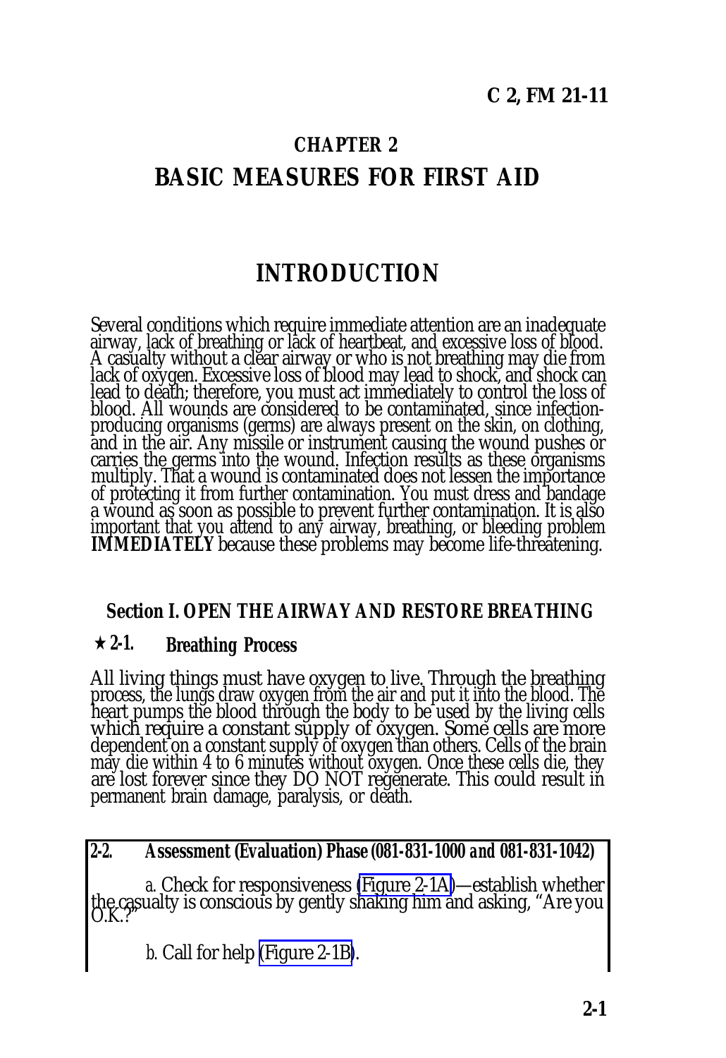# CHAPTER 2

# BASIC MEASURES FOR FIRST AID

## INTRODUCTION

Several conditions which require immediate attention are an inadequate airway, lack of breathing or lack of heartbeat, and excessive loss of blood. A casualty without a clear airway or who is not breathing may die from lack of oxygen. Excessive loss of blood may lead to shock, and shock can lead to death; therefore, you must act immediately to control the loss of blood. All wounds are considered to be contaminated, since infection-producing organisms (germs) are always present on the skin, on clothing, and in the air. Any missile or instrument causing the wound pushes or carries the germs into the wound. Infection results as these organisms multiply. That a wound is contaminated does not lessen the importance of protecting it from further contamination. You must dress and bandage a wound as soon as possible to prevent further contamination. It is also important that you attend to any airway, breathing, or bleeding problem **IMMEDIATELY** because these problems may become life-threatening.

### Section I. OPEN THE AIRWAY AND RESTORE BREATHING

#### ★ 2-1. Breathing Process

All living things must have oxygen to live. Through the breathing process, the lungs draw oxygen from the air and put it into the blood. The heart pumps the blood through the body to be used by the living cells which require a constant supply of oxygen. Some cells are more dependent on a constant supply of oxygen than others. Cells of the brain may die within 4 to 6 minutes without oxygen. Once these cells die, they are lost forever since they DO NOT regenerate. This could result in permanent brain damage, paralysis, or death.

#### 2-2. Assessment (Evaluation) Phase (081-831-1000 and 081-831-1042)

*a.* Check for responsiveness (Figure 2-1A)—establish whether the casualty is conscious by gently shaking him and asking, "Are you O.K.?"

*b.* Call for help (Figure 2-1B).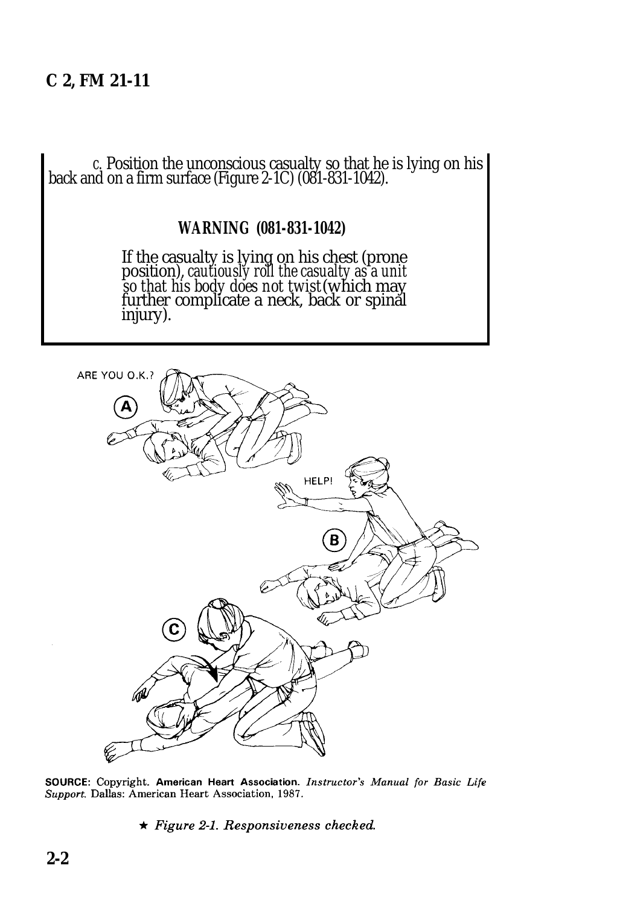c. Position the unconscious casualty so that he is lying on his back and on a firm surface (Figure 2-1C) (081-831-1042).

**WARNING (081-831-1042)**

If the casualty is lying on his chest (prone position), *cautiously roll the casualty as a unit so that his body does not twist* (which may further complicate a neck, back or spinal injury).

ARE YOU O.K.?

A

HELP!

B

C

**SOURCE:** Copyright. **American Heart Association.** *Instructor's Manual for Basic Life Support.* Dallas: American Heart Association, 1987.

★ *Figure 2-1. Responsiveness checked.*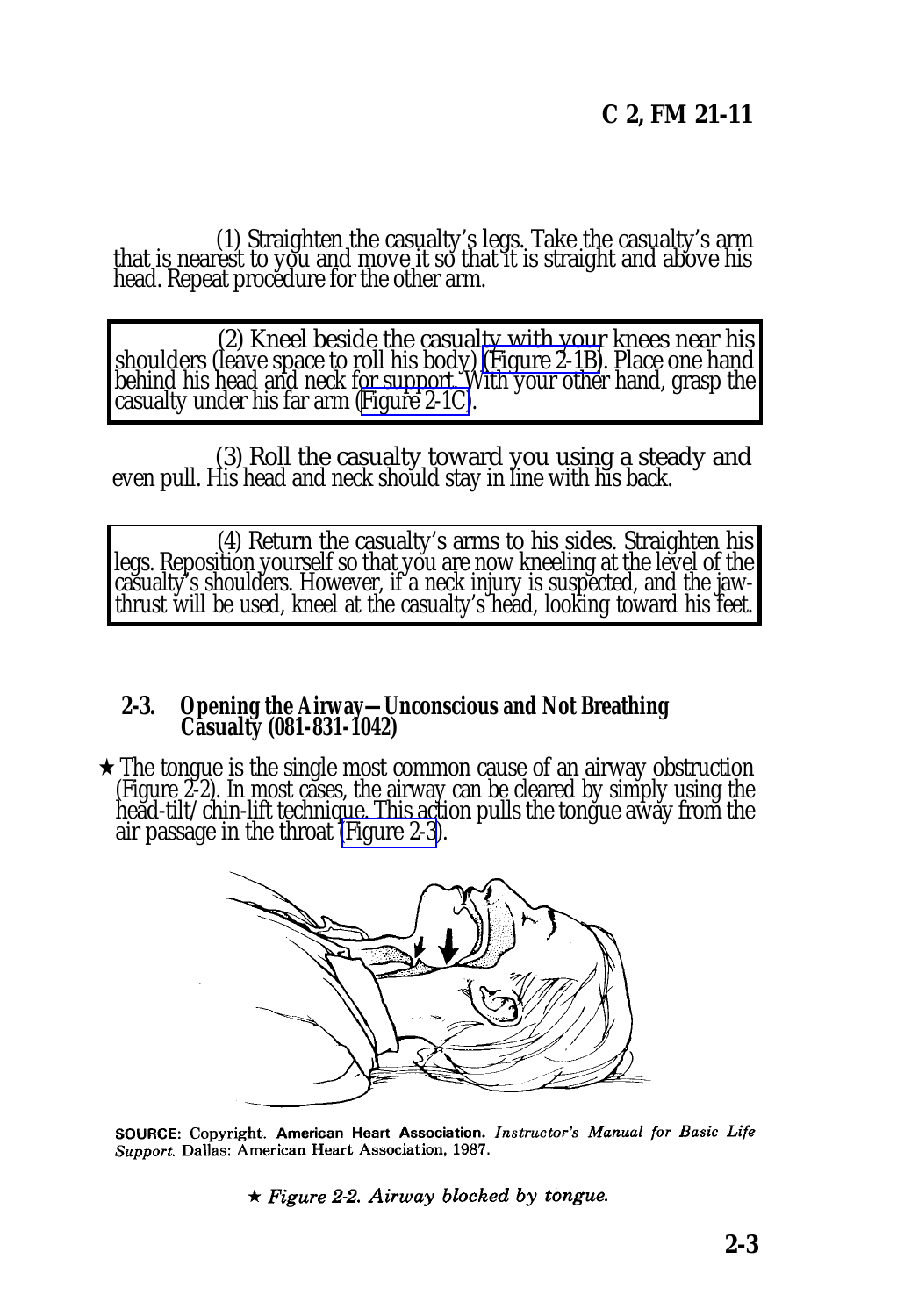(1) Straighten the casualty's legs. Take the casualty's arm that is nearest to you and move it so that it is straight and above his head. Repeat procedure for the other arm.

(2) Kneel beside the casualty with your knees near his shoulders (leave space to roll his body) (Figure 2-1B). Place one hand behind his head and neck for support. With your other hand, grasp the casualty under his far arm (Figure 2-1C).

(3) Roll the casualty toward you using a steady and even pull. His head and neck should stay in line with his back.

(4) Return the casualty's arms to his sides. Straighten his legs. Reposition yourself so that you are now kneeling at the level of the casualty's shoulders. However, if a neck injury is suspected, and the jaw-thrust will be used, kneel at the casualty's head, looking toward his feet.

## 2-3. Opening the Airway—Unconscious and Not Breathing Casualty (081-831-1042)

★ The tongue is the single most common cause of an airway obstruction (Figure 2-2). In most cases, the airway can be cleared by simply using the head-tilt/chin-lift technique. This action pulls the tongue away from the air passage in the throat (Figure 2-3).

SOURCE: Copyright. American Heart Association. *Instructor's Manual for Basic Life Support.* Dallas: American Heart Association, 1987.

★ *Figure 2-2. Airway blocked by tongue.*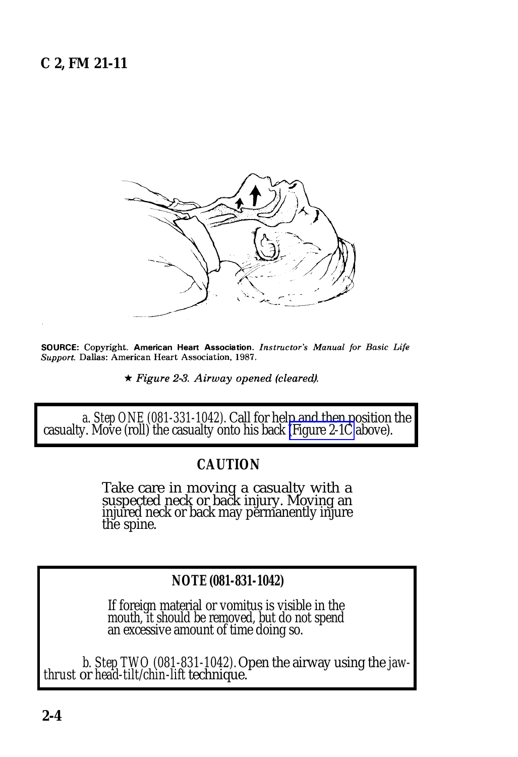SOURCE: Copyright. American Heart Association. *Instructor's Manual for Basic Life Support.* Dallas: American Heart Association, 1987.

★ *Figure 2-3. Airway opened (cleared).*

*a. Step ONE (081-331-1042).* Call for help and then position the casualty. Move (roll) the casualty onto his back (Figure 2-1C above).

**CAUTION**

Take care in moving a casualty with a suspected neck or back injury. Moving an injured neck or back may permanently injure the spine.

**NOTE (081-831-1042)**

If foreign material or vomitus is visible in the mouth, it should be removed, but do not spend an excessive amount of time doing so.

*b. Step TWO (081-831-1042).* Open the airway using the *jaw-thrust* or *head-tilt/chin-lift* technique.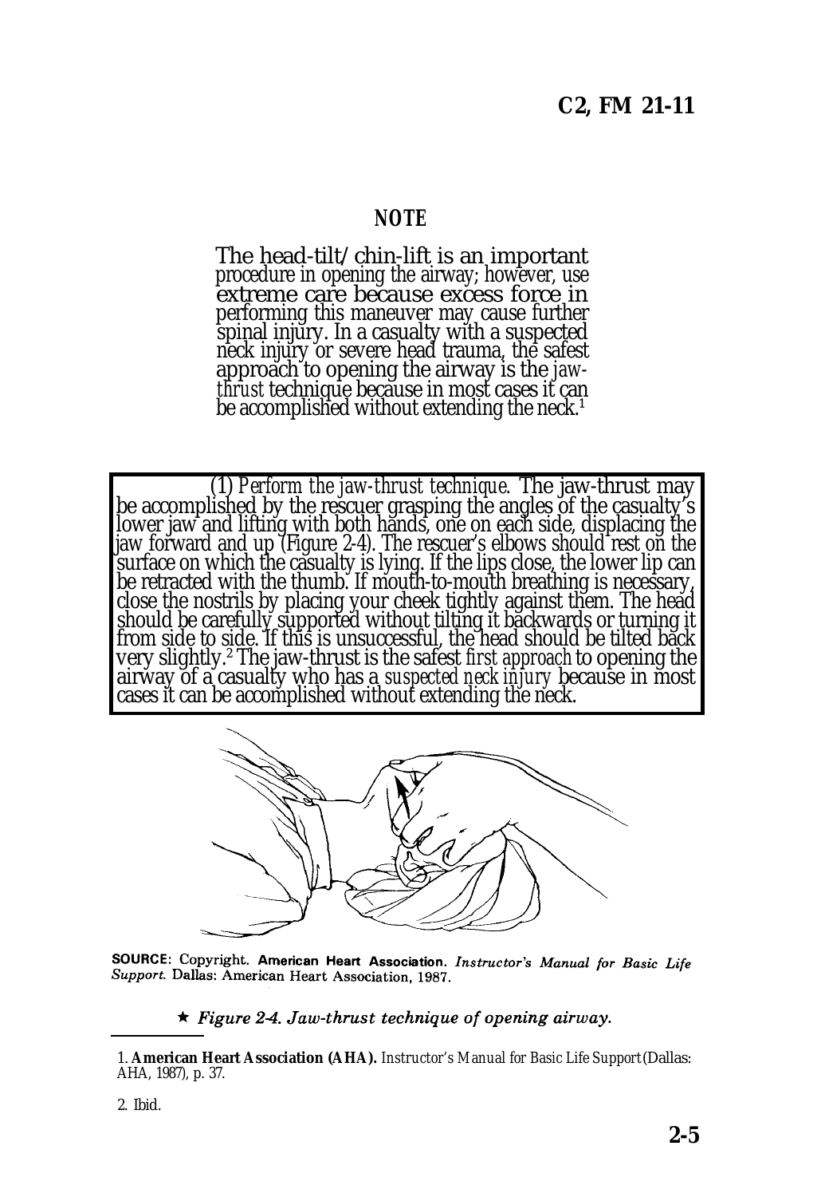**NOTE**

The head-tilt/chin-lift is an important procedure in opening the airway; however, use extreme care because excess force in performing this maneuver may cause further spinal injury. In a casualty with a suspected neck injury or severe head trauma, the safest approach to opening the airway is the *jaw-thrust* technique because in most cases it can be accomplished without extending the neck.[1]

(1) *Perform the jaw-thrust technique.* The jaw-thrust may be accomplished by the rescuer grasping the angles of the casualty's lower jaw and lifting with both hands, one on each side, displacing the jaw forward and up (Figure 2-4). The rescuer's elbows should rest on the surface on which the casualty is lying. If the lips close, the lower lip can be retracted with the thumb. If mouth-to-mouth breathing is necessary, close the nostrils by placing your cheek tightly against them. The head should be carefully supported without tilting it backwards or turning it from side to side. If this is unsuccessful, the head should be tilted back very slightly.[2] The jaw-thrust is the safest *first approach* to opening the airway of a casualty who has a *suspected neck injury* because in most cases it can be accomplished without extending the neck.

SOURCE: Copyright. American Heart Association. *Instructor's Manual for Basic Life Support.* Dallas: American Heart Association, 1987.

★ *Figure 2-4. Jaw-thrust technique of opening airway.*

---

1. **American Heart Association (AHA).** *Instructor's Manual for Basic Life Support* (Dallas: AHA, 1987), p. 37.

2. Ibid.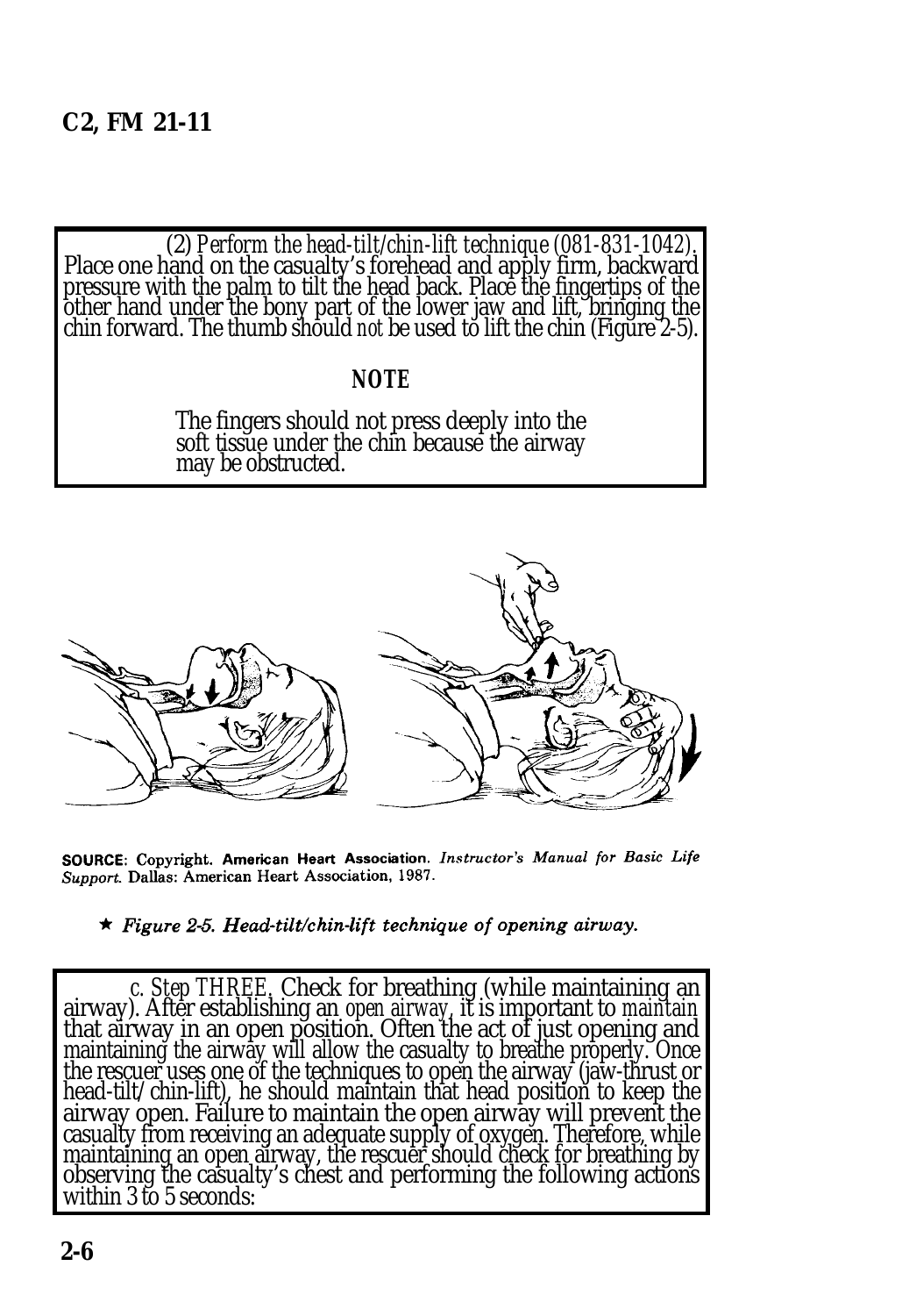(2) *Perform the head-tilt/chin-lift technique (081-831-1042).* Place one hand on the casualty's forehead and apply firm, backward pressure with the palm to tilt the head back. Place the fingertips of the other hand under the bony part of the lower jaw and lift, bringing the chin forward. The thumb should *not* be used to lift the chin (Figure 2-5).

**NOTE**

The fingers should not press deeply into the soft tissue under the chin because the airway may be obstructed.

**SOURCE**: Copyright. American Heart Association. *Instructor's Manual for Basic Life Support*. Dallas: American Heart Association, 1987.

★ *Figure 2-5. Head-tilt/chin-lift technique of opening airway.*

*c. Step THREE.* Check for breathing (while maintaining an airway). After establishing an *open airway*, it is important to *maintain* that airway in an open position. Often the act of just opening and maintaining the airway will allow the casualty to breathe properly. Once the rescuer uses one of the techniques to open the airway (jaw-thrust or head-tilt/chin-lift), he should maintain that head position to keep the airway open. Failure to maintain the open airway will prevent the casualty from receiving an adequate supply of oxygen. Therefore, while maintaining an open airway, the rescuer should check for breathing by observing the casualty's chest and performing the following actions within 3 to 5 seconds: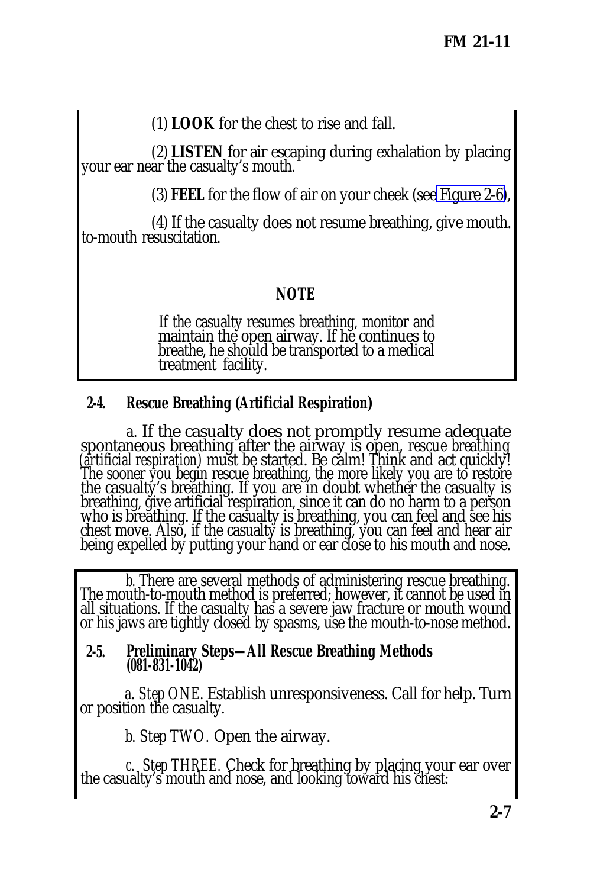(1) **LOOK** for the chest to rise and fall.

(2) **LISTEN** for air escaping during exhalation by placing your ear near the casualty's mouth.

(3) **FEEL** for the flow of air on your cheek (see Figure 2-6),

(4) If the casualty does not resume breathing, give mouth. to-mouth resuscitation.

**NOTE**

*If the casualty resumes breathing, monitor and maintain the open airway. If he continues to breathe, he should be transported to a medical treatment facility.*

## 2-4. Rescue Breathing (Artificial Respiration)

a. If the casualty does not promptly resume adequate spontaneous breathing after the airway is open, *rescue breathing (artificial respiration)* must be started. Be calm! Think and act quickly! The sooner you begin rescue breathing, the more likely you are to restore the casualty's breathing. If you are in doubt whether the casualty is breathing, give artificial respiration, since it can do no harm to a person who is breathing. If the casualty is breathing, you can feel and see his chest move. Also, if the casualty is breathing, you can feel and hear air being expelled by putting your hand or ear close to his mouth and nose.

*b.* There are several methods of administering rescue breathing. The mouth-to-mouth method is preferred; however, it cannot be used in all situations. If the casualty has a severe jaw fracture or mouth wound or his jaws are tightly closed by spasms, use the mouth-to-nose method.

## 2-5. Preliminary Steps—All Rescue Breathing Methods (081-831-1042)

*a. Step ONE.* Establish unresponsiveness. Call for help. Turn or position the casualty.

*b. Step TWO.* Open the airway.

*c. Step THREE.* Check for breathing by placing your ear over the casualty's mouth and nose, and looking toward his chest: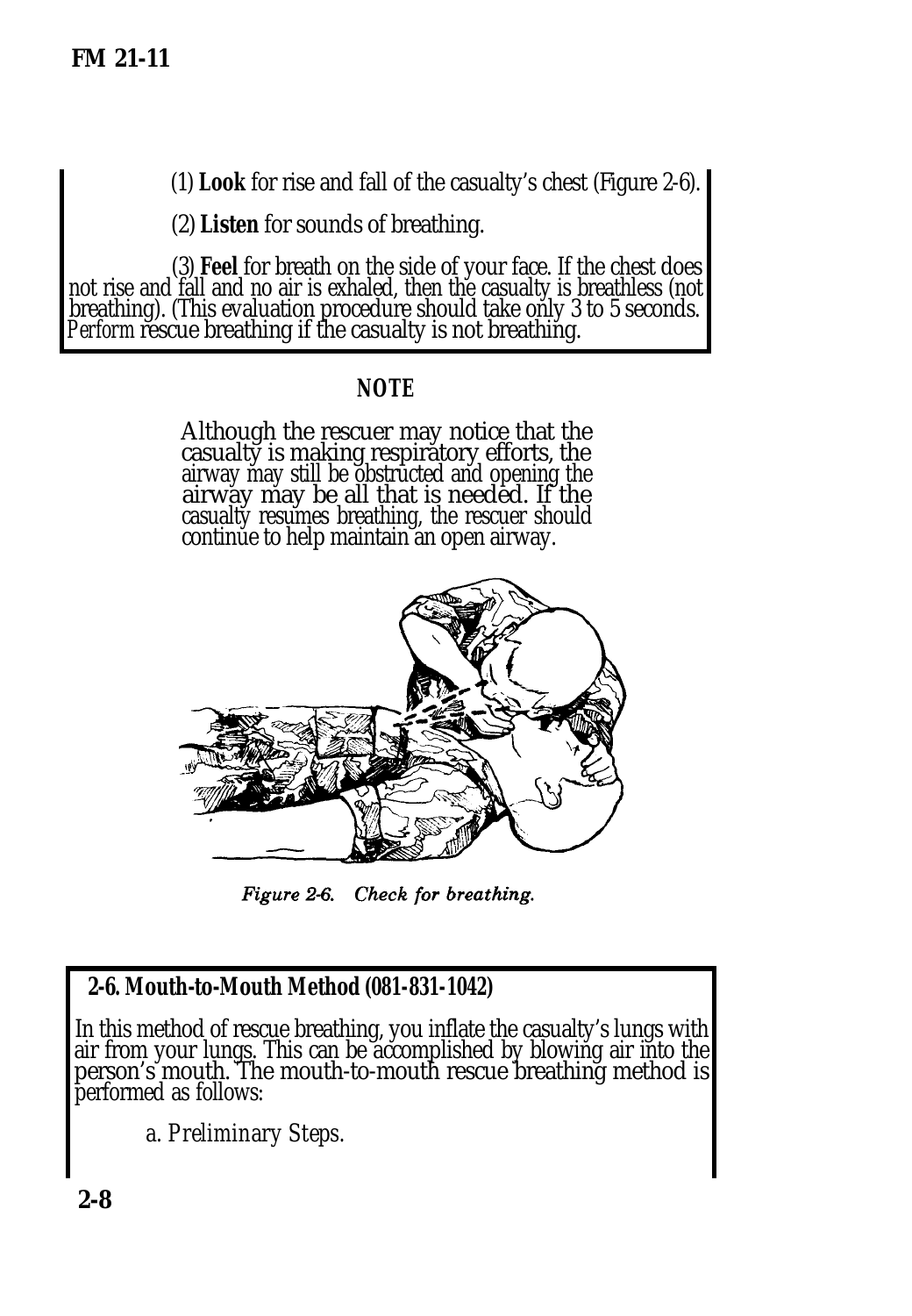(1) **Look** for rise and fall of the casualty's chest (Figure 2-6).

(2) **Listen** for sounds of breathing.

(3) **Feel** for breath on the side of your face. If the chest does not rise and fall and no air is exhaled, then the casualty is breathless (not breathing). (This evaluation procedure should take only 3 to 5 seconds. Perform rescue breathing if the casualty is not breathing.

**NOTE**

Although the rescuer may notice that the casualty is making respiratory efforts, the airway may still be obstructed and opening the airway may be all that is needed. If the casualty resumes breathing, the rescuer should continue to help maintain an open airway.

*Figure 2-6. Check for breathing.*

## 2-6. Mouth-to-Mouth Method (081-831-1042)

In this method of rescue breathing, you inflate the casualty's lungs with air from your lungs. This can be accomplished by blowing air into the person's mouth. The mouth-to-mouth rescue breathing method is performed as follows:

*a. Preliminary Steps.*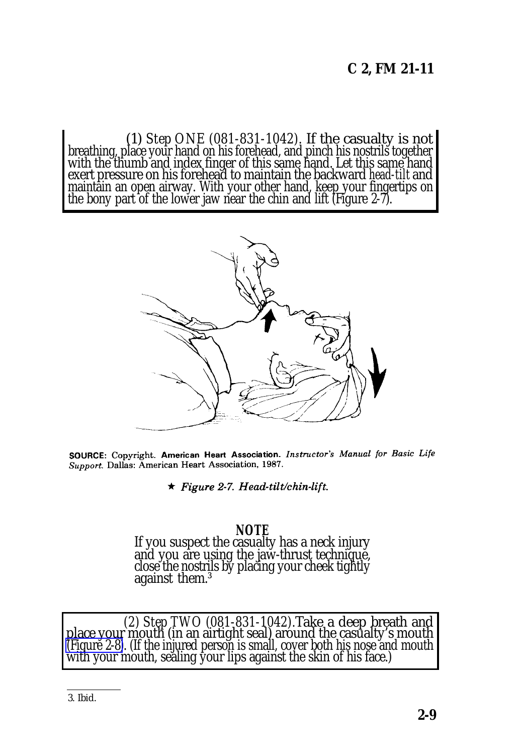(1) *Step ONE (081-831-1042).* If the casualty is not breathing, place your hand on his forehead, and pinch his nostrils together with the thumb and index finger of this same hand. Let this same hand exert pressure on his forehead to maintain the backward *head-tilt* and maintain an open airway. With your other hand, keep your fingertips on the bony part of the lower jaw near the chin and lift (Figure 2-7).

**SOURCE:** Copyright. **American Heart Association.** *Instructor's Manual for Basic Life Support.* Dallas: American Heart Association, 1987.

★ *Figure 2-7. Head-tilt/chin-lift.*

**NOTE**

If you suspect the casualty has a neck injury and you are using the jaw-thrust technique, close the nostrils by placing your cheek tightly against them.[3]

(2) *Step TWO (081-831-1042).* Take a deep breath and place your mouth (in an airtight seal) around the casualty's mouth (Figure 2-8). (If the injured person is small, cover both his nose and mouth with your mouth, sealing your lips against the skin of his face.)

---

3. Ibid.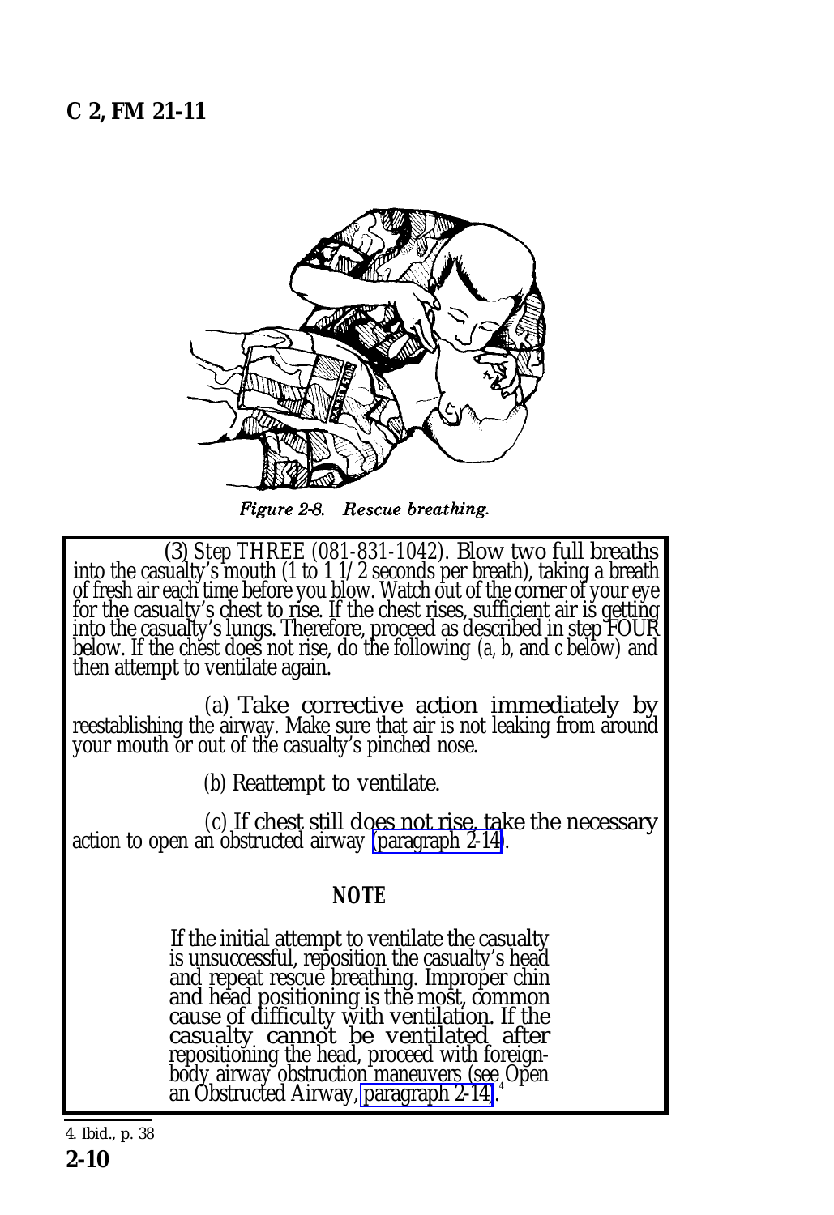Figure 2-8. Rescue breathing.

(3) *Step THREE (081-831-1042).* Blow two full breaths into the casualty's mouth (1 to 1 1/2 seconds per breath), taking a breath of fresh air each time before you blow. Watch out of the corner of your eye for the casualty's chest to rise. If the chest rises, sufficient air is getting into the casualty's lungs. Therefore, proceed as described in step FOUR below. If the chest does not rise, do the following (*a, b,* and *c* below) and then attempt to ventilate again.

(*a*) Take corrective action immediately by reestablishing the airway. Make sure that air is not leaking from around your mouth or out of the casualty's pinched nose.

(*b*) Reattempt to ventilate.

(*c*) If chest still does not rise, take the necessary action to open an obstructed airway (paragraph 2-14).

**NOTE**

If the initial attempt to ventilate the casualty is unsuccessful, reposition the casualty's head and repeat rescue breathing. Improper chin and head positioning is the most, common cause of difficulty with ventilation. If the casualty cannot be ventilated after repositioning the head, proceed with foreign-body airway obstruction maneuvers (see Open an Obstructed Airway, paragraph 2-14).[4]

4. Ibid., p. 38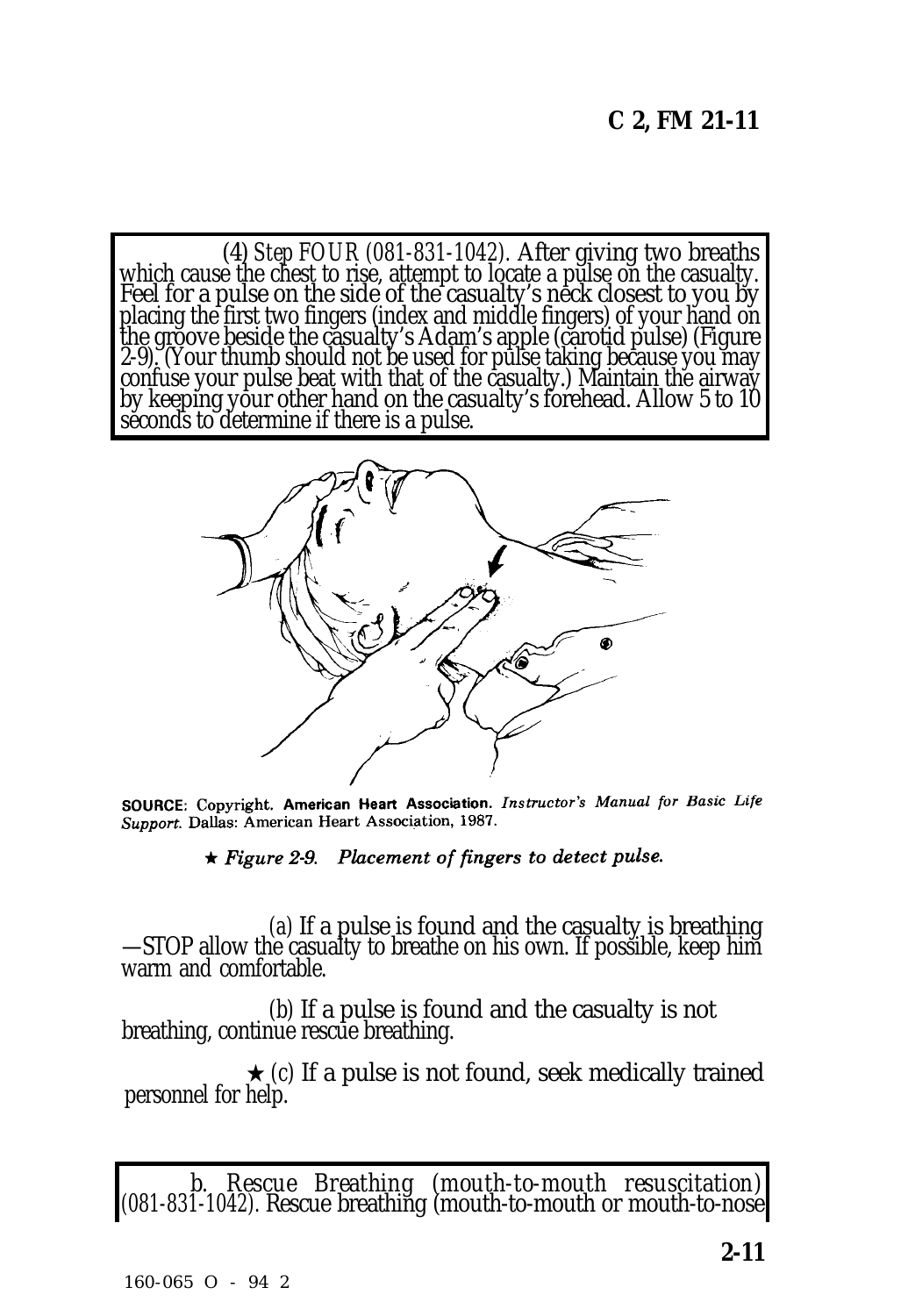(4) *Step FOUR (081-831-1042).* After giving two breaths which cause the chest to rise, attempt to locate a pulse on the casualty. Feel for a pulse on the side of the casualty's neck closest to you by placing the first two fingers (index and middle fingers) of your hand on the groove beside the casualty's Adam's apple (carotid pulse) (Figure 2-9). (Your thumb should not be used for pulse taking because you may confuse your pulse beat with that of the casualty.) Maintain the airway by keeping your other hand on the casualty's forehead. Allow 5 to 10 seconds to determine if there is a pulse.

SOURCE: Copyright. American Heart Association. *Instructor's Manual for Basic Life Support.* Dallas: American Heart Association, 1987.

★ *Figure 2-9. Placement of fingers to detect pulse.*

(a) If a pulse is found and the casualty is breathing —STOP allow the casualty to breathe on his own. If possible, keep him warm and comfortable.

(b) If a pulse is found and the casualty is not breathing, continue rescue breathing.

★ (c) If a pulse is not found, seek medically trained personnel for help.

b. *Rescue Breathing (mouth-to-mouth resuscitation) (081-831-1042).* Rescue breathing (mouth-to-mouth or mouth-to-nose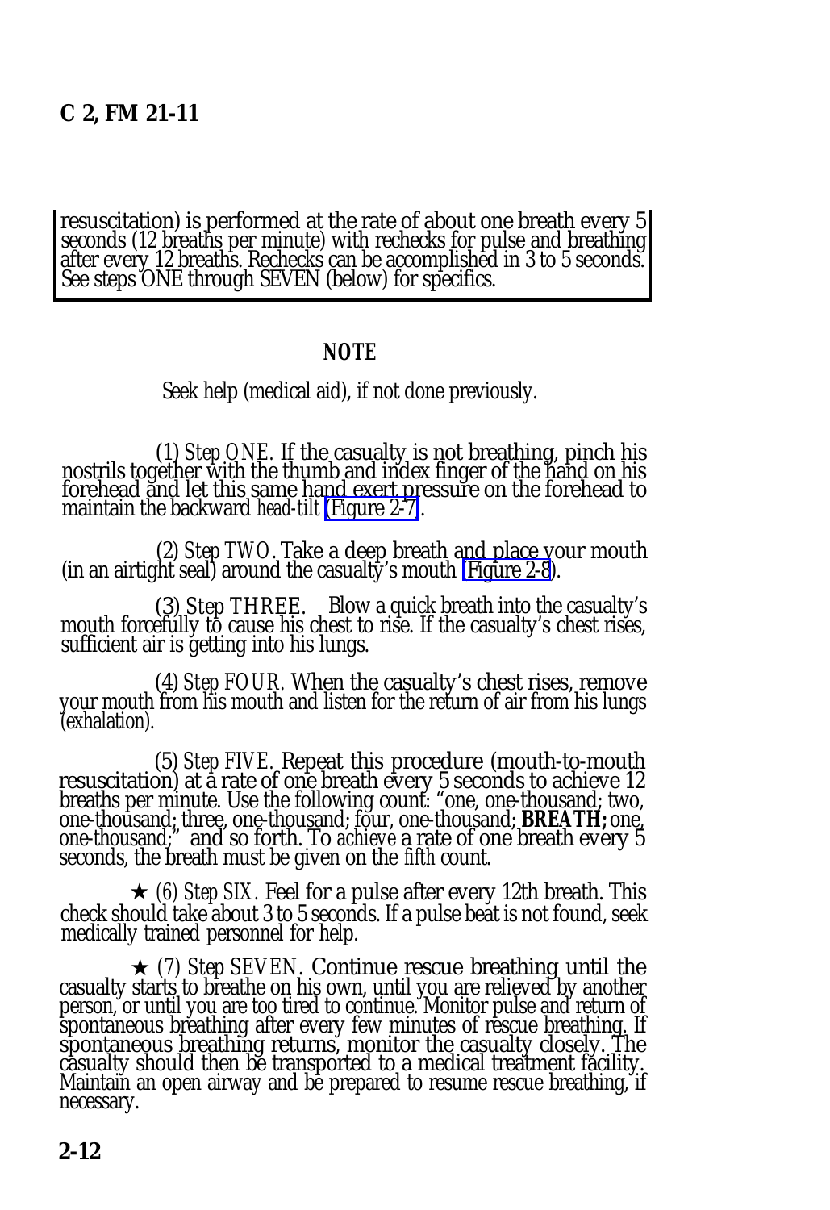resuscitation) is performed at the rate of about one breath every 5 seconds (12 breaths per minute) with rechecks for pulse and breathing after every 12 breaths. Rechecks can be accomplished in 3 to 5 seconds. See steps ONE through SEVEN (below) for specifics.

**NOTE**

Seek help (medical aid), if not done previously.

(1) *Step ONE.* If the casualty is not breathing, pinch his nostrils together with the thumb and index finger of the hand on his forehead and let this same hand exert pressure on the forehead to maintain the backward *head-tilt* (Figure 2-7).

(2) *Step TWO.* Take a deep breath and place your mouth (in an airtight seal) around the casualty's mouth (Figure 2-8).

(3) *Step THREE.* Blow a quick breath into the casualty's mouth forcefully to cause his chest to rise. If the casualty's chest rises, sufficient air is getting into his lungs.

(4) *Step FOUR.* When the casualty's chest rises, remove your mouth from his mouth and listen for the return of air from his lungs (exhalation).

(5) *Step FIVE.* Repeat this procedure (mouth-to-mouth resuscitation) at a rate of one breath every 5 seconds to achieve 12 breaths per minute. Use the following count: "one, one-thousand; two, one-thousand; three, one-thousand; four, one-thousand; **BREATH;** one, one-thousand;" and so forth. To *achieve* a rate of one breath every 5 seconds, the breath must be given on the *fifth* count.

★ (6) *Step SIX.* Feel for a pulse after every 12th breath. This check should take about 3 to 5 seconds. If a pulse beat is not found, seek medically trained personnel for help.

★ (7) *Step SEVEN.* Continue rescue breathing until the casualty starts to breathe on his own, until you are relieved by another person, or until you are too tired to continue. Monitor pulse and return of spontaneous breathing after every few minutes of rescue breathing. If spontaneous breathing returns, monitor the casualty closely. The casualty should then be transported to a medical treatment facility. Maintain an open airway and be prepared to resume rescue breathing, if necessary.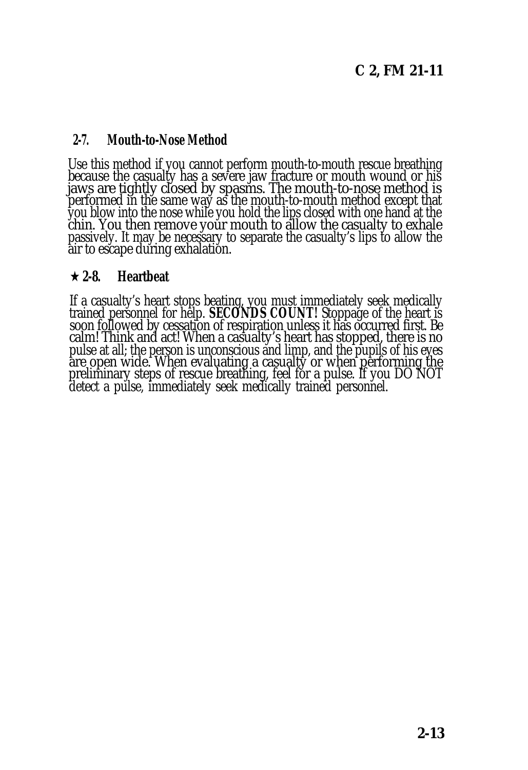## 2-7. Mouth-to-Nose Method

Use this method if you cannot perform mouth-to-mouth rescue breathing because the casualty has a severe jaw fracture or mouth wound or his jaws are tightly closed by spasms. The mouth-to-nose method is performed in the same way as the mouth-to-mouth method except that you blow into the nose while you hold the lips closed with one hand at the chin. You then remove your mouth to allow the casualty to exhale passively. It may be necessary to separate the casualty's lips to allow the air to escape during exhalation.

## ★ 2-8. Heartbeat

If a casualty's heart stops beating, you must immediately seek medically trained personnel for help. **SECONDS COUNT!** Stoppage of the heart is soon followed by cessation of respiration unless it has occurred first. Be calm! Think and act! When a casualty's heart has stopped, there is no pulse at all; the person is unconscious and limp, and the pupils of his eyes are open wide. When evaluating a casualty or when performing the preliminary steps of rescue breathing, feel for a pulse. If you DO NOT detect a pulse, immediately seek medically trained personnel.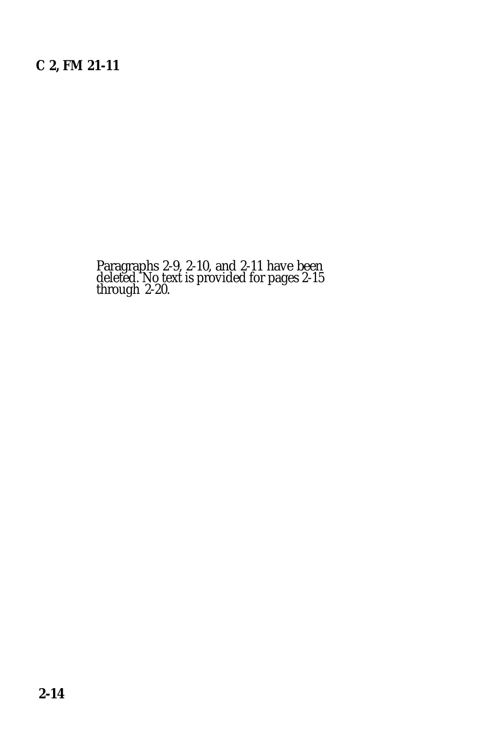Paragraphs 2-9, 2-10, and 2-11 have been deleted. No text is provided for pages 2-15 through 2-20.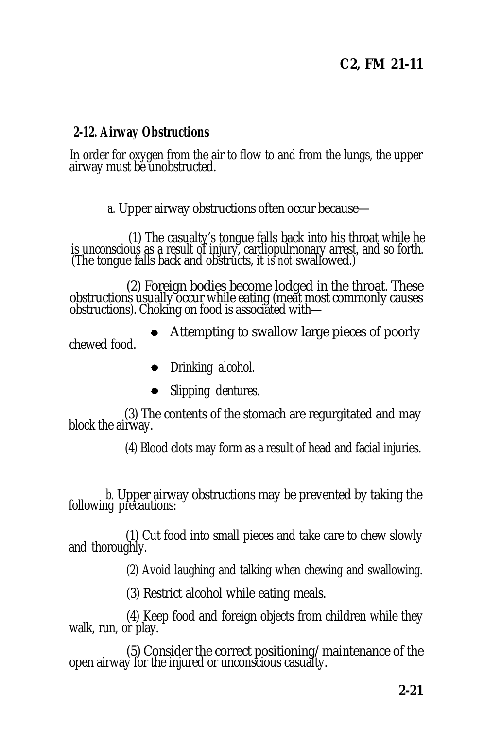## 2-12. Airway Obstructions

In order for oxygen from the air to flow to and from the lungs, the upper airway must be unobstructed.

*a.* Upper airway obstructions often occur because—

(1) The casualty's tongue falls back into his throat while he is unconscious as a result of injury, cardiopulmonary arrest, and so forth. (The tongue falls back and obstructs, it *is not* swallowed.)

(2) Foreign bodies become lodged in the throat. These obstructions usually occur while eating (meat most commonly causes obstructions). Choking on food is associated with—

- Attempting to swallow large pieces of poorly chewed food.
- Drinking alcohol.
- Slipping dentures.

(3) The contents of the stomach are regurgitated and may block the airway.

(4) Blood clots may form as a result of head and facial injuries.

*b.* Upper airway obstructions may be prevented by taking the following precautions:

(1) Cut food into small pieces and take care to chew slowly and thoroughly.

(2) Avoid laughing and talking when chewing and swallowing.

(3) Restrict alcohol while eating meals.

(4) Keep food and foreign objects from children while they walk, run, or play.

(5) Consider the correct positioning/maintenance of the open airway for the injured or unconscious casualty.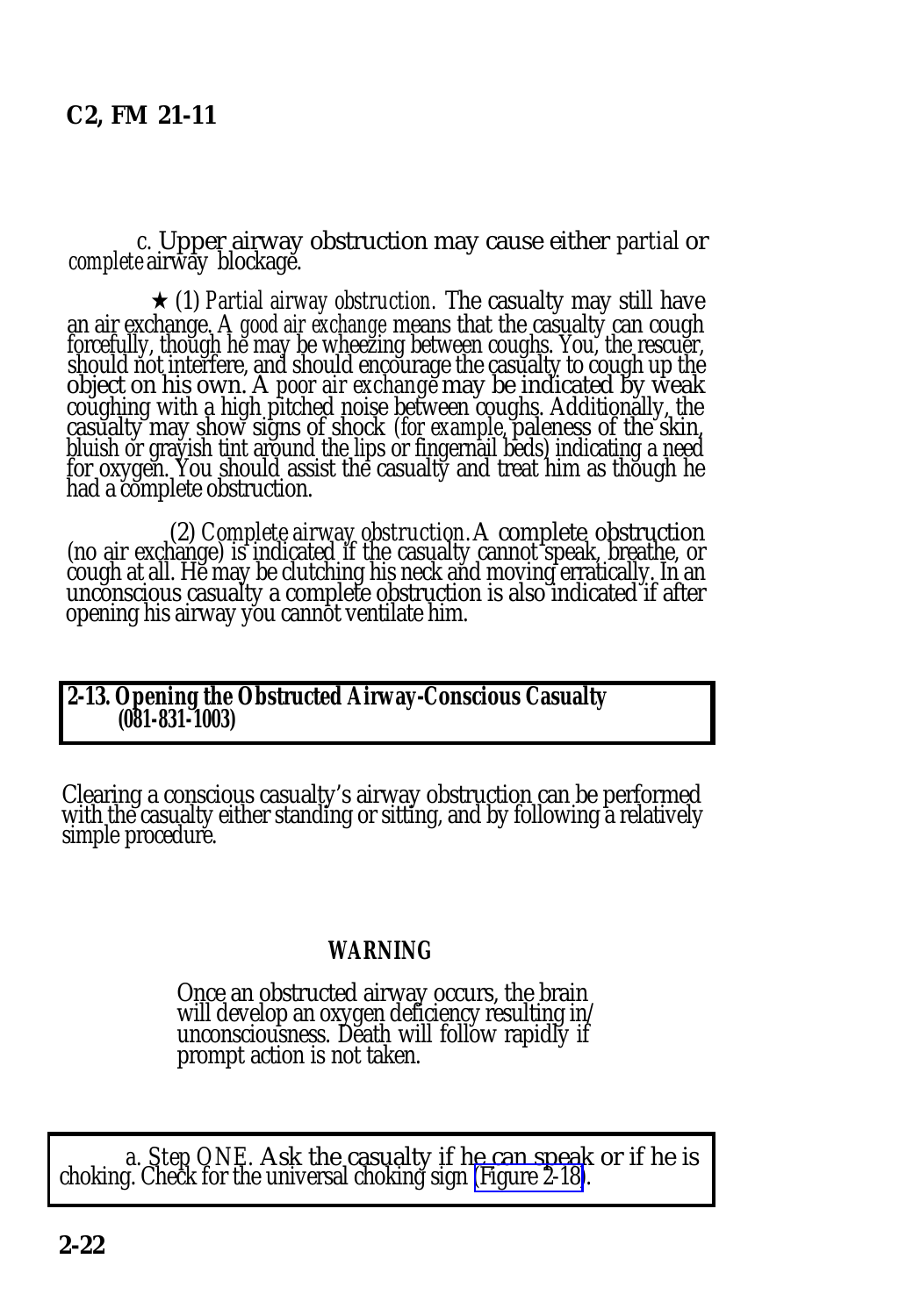*c.* Upper airway obstruction may cause either *partial* or *complete* airway blockage.

★ (1) *Partial airway obstruction.* The casualty may still have an air exchange. A *good air exchange* means that the casualty can cough forcefully, though he may be wheezing between coughs. You, the rescuer, should not interfere, and should encourage the casualty to cough up the object on his own. A *poor air exchange* may be indicated by weak coughing with a high pitched noise between coughs. Additionally, the casualty may show signs of shock (*for example*, paleness of the skin, bluish or grayish tint around the lips or fingernail beds) indicating a need for oxygen. You should assist the casualty and treat him as though he had a complete obstruction.

(2) *Complete airway obstruction.* A complete obstruction (no air exchange) is indicated if the casualty cannot speak, breathe, or cough at all. He may be clutching his neck and moving erratically. In an unconscious casualty a complete obstruction is also indicated if after opening his airway you cannot ventilate him.

## 2-13. Opening the Obstructed Airway-Conscious Casualty (081-831-1003)

Clearing a conscious casualty's airway obstruction can be performed with the casualty either standing or sitting, and by following a relatively simple procedure.

**WARNING**

Once an obstructed airway occurs, the brain will develop an oxygen deficiency resulting in/unconsciousness. Death will follow rapidly if prompt action is not taken.

*a. Step ONE.* Ask the casualty if he can speak or if he is choking. Check for the universal choking sign (Figure 2-18).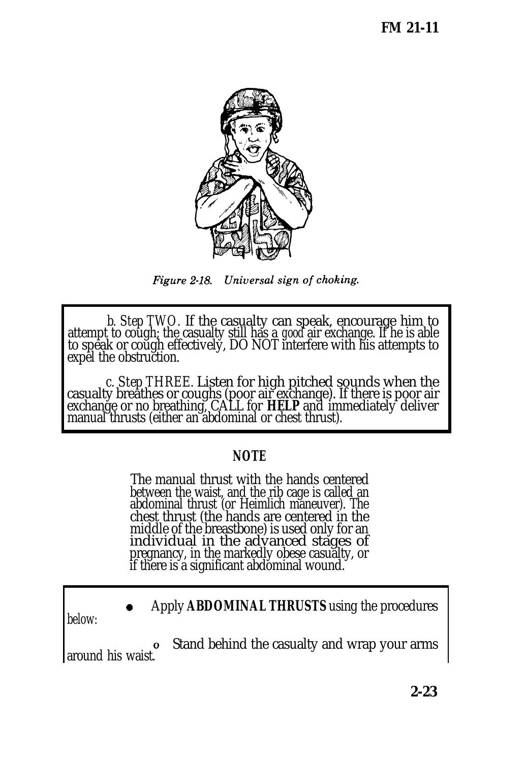*Figure 2-18. Universal sign of choking.*

b. *Step TWO.* If the casualty can speak, encourage him to attempt to cough; the casualty still has a *good* air exchange. If he is able to speak or cough effectively, DO NOT interfere with his attempts to expel the obstruction.

c. *Step THREE.* Listen for high pitched sounds when the casualty breathes or coughs (poor air exchange). If there is poor air exchange or no breathing, CALL for **HELP** and immediately deliver manual thrusts (either an abdominal or chest thrust).

**NOTE**

The manual thrust with the hands centered between the waist, and the rib cage is called an abdominal thrust (or Heimlich maneuver). The chest thrust (the hands are centered in the middle of the breastbone) is used only for an individual in the advanced stages of pregnancy, in the markedly obese casualty, or if there is a significant abdominal wound.

- Apply **ABDOMINAL THRUSTS** using the procedures below:
  - o Stand behind the casualty and wrap your arms around his waist.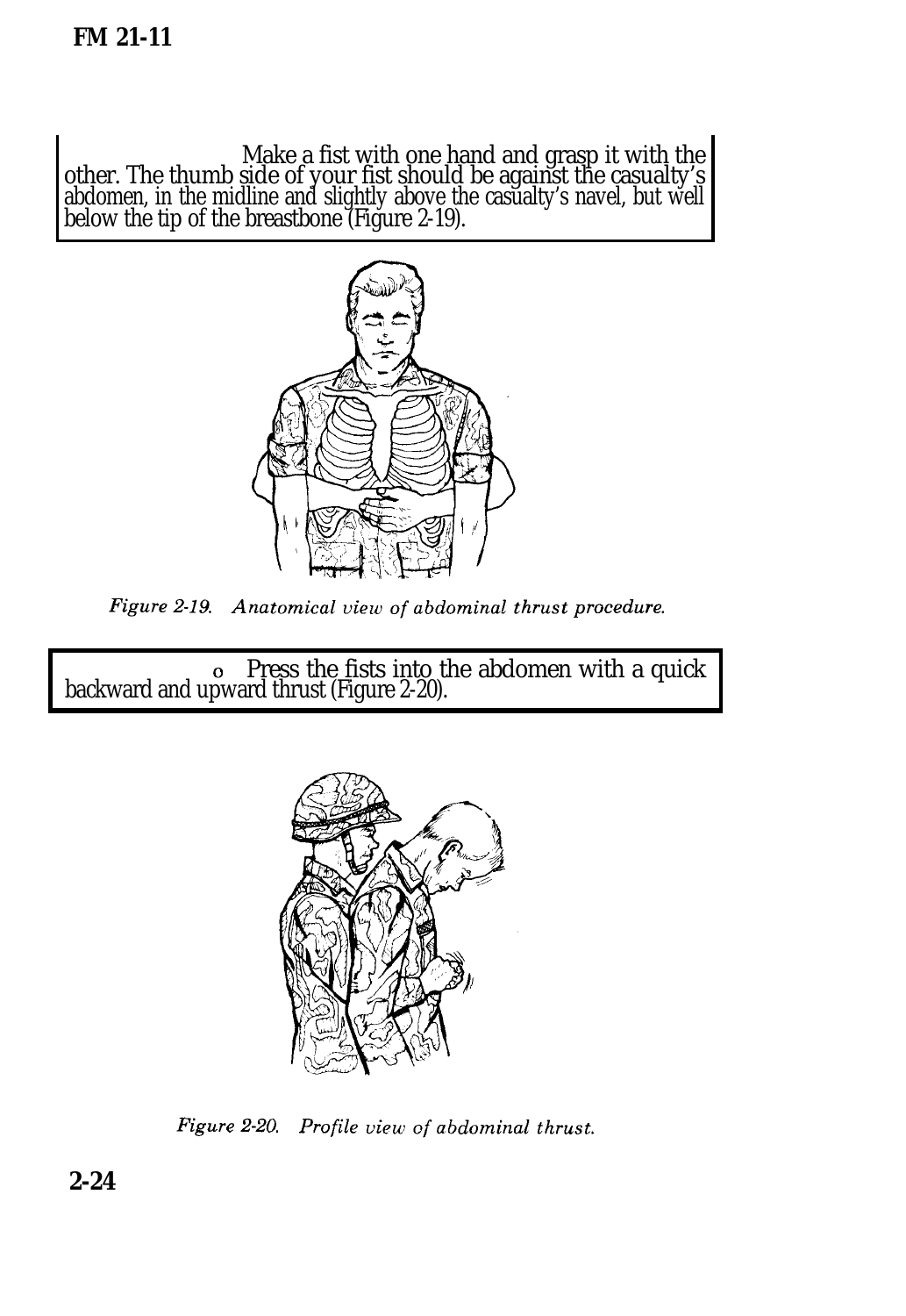Make a fist with one hand and grasp it with the other. The thumb side of your fist should be against the casualty's abdomen, in the midline and slightly above the casualty's navel, but well below the tip of the breastbone (Figure 2-19).

*Figure 2-19. Anatomical view of abdominal thrust procedure.*

o Press the fists into the abdomen with a quick backward and upward thrust (Figure 2-20).

*Figure 2-20. Profile view of abdominal thrust.*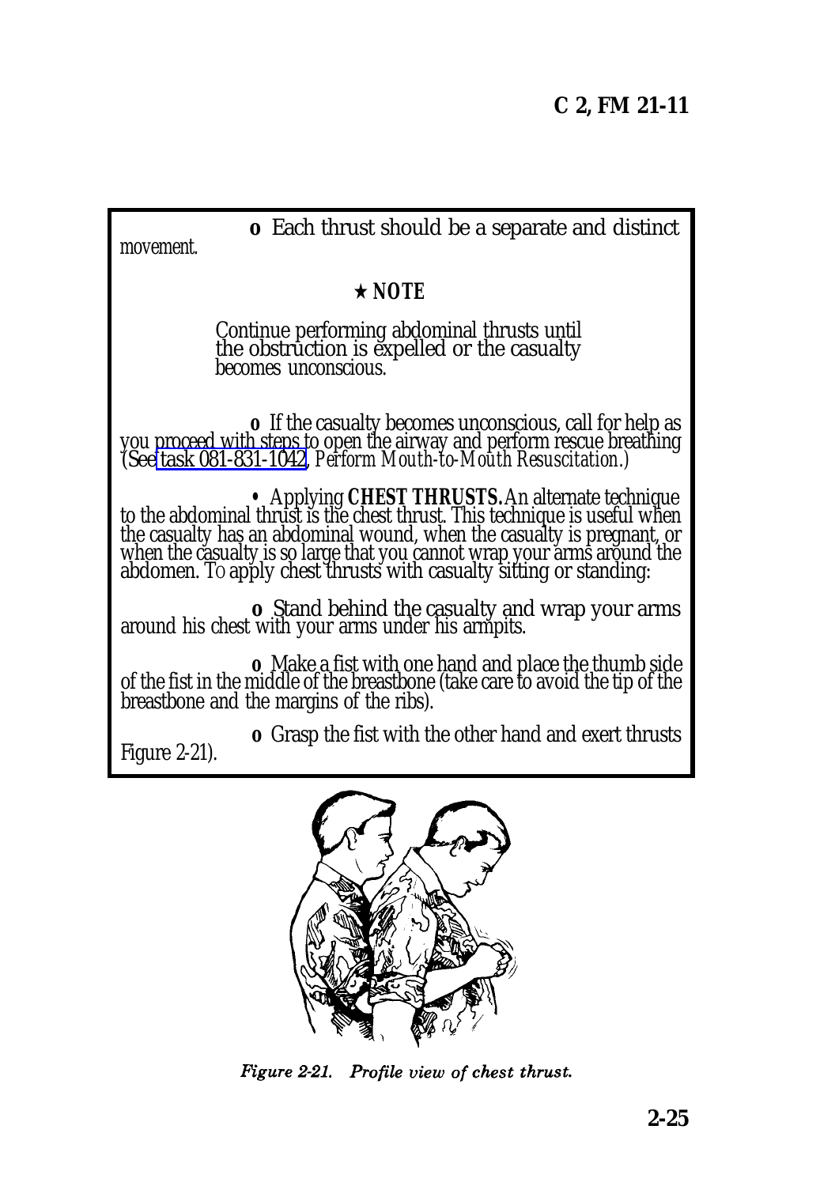**o** Each thrust should be a separate and distinct movement.

★ ***NOTE***

Continue performing abdominal thrusts until the obstruction is expelled or the casualty becomes unconscious.

**o** If the casualty becomes unconscious, call for help as you proceed with steps to open the airway and perform rescue breathing (See task 081-831-1042, *Perform Mouth-to-Mouth Resuscitation.*)

• Applying **CHEST THRUSTS.** An alternate technique to the abdominal thrust is the chest thrust. This technique is useful when the casualty has an abdominal wound, when the casualty is pregnant, or when the casualty is so large that you cannot wrap your arms around the abdomen. To apply chest thrusts with casualty sitting or standing:

**o** Stand behind the casualty and wrap your arms around his chest with your arms under his armpits.

**o** Make a fist with one hand and place the thumb side of the fist in the middle of the breastbone (take care to avoid the tip of the breastbone and the margins of the ribs).

**o** Grasp the fist with the other hand and exert thrusts Figure 2-21).

*Figure 2-21. Profile view of chest thrust.*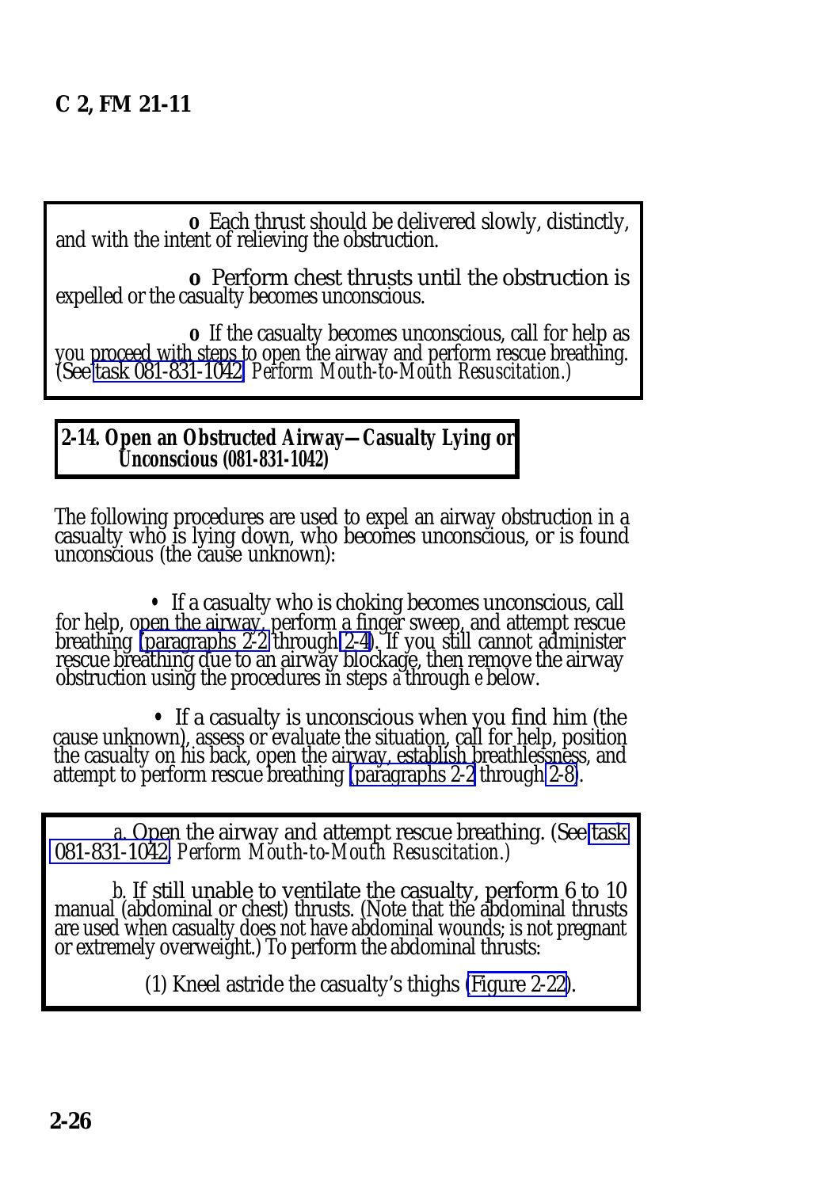- Each thrust should be delivered slowly, distinctly, and with the intent of relieving the obstruction.

- Perform chest thrusts until the obstruction is expelled or the casualty becomes unconscious.

- If the casualty becomes unconscious, call for help as you proceed with steps to open the airway and perform rescue breathing. (See task 081-831-1042, *Perform Mouth-to-Mouth Resuscitation.*)

## 2-14. Open an Obstructed Airway—Casualty Lying or Unconscious (081-831-1042)

The following procedures are used to expel an airway obstruction in a casualty who is lying down, who becomes unconscious, or is found unconscious (the cause unknown):

- If a casualty who is choking becomes unconscious, call for help, open the airway, perform a finger sweep, and attempt rescue breathing (paragraphs 2-2 through 2-4). If you still cannot administer rescue breathing due to an airway blockage, then remove the airway obstruction using the procedures in steps *a* through *e* below.

- If a casualty is unconscious when you find him (the cause unknown), assess or evaluate the situation, call for help, position the casualty on his back, open the airway, establish breathlessness, and attempt to perform rescue breathing (paragraphs 2-2 through 2-8).

a. Open the airway and attempt rescue breathing. (See task 081-831-1042, *Perform Mouth-to-Mouth Resuscitation.*)

b. If still unable to ventilate the casualty, perform 6 to 10 manual (abdominal or chest) thrusts. (Note that the abdominal thrusts are used when casualty does not have abdominal wounds; is not pregnant or extremely overweight.) To perform the abdominal thrusts:

(1) Kneel astride the casualty's thighs (Figure 2-22).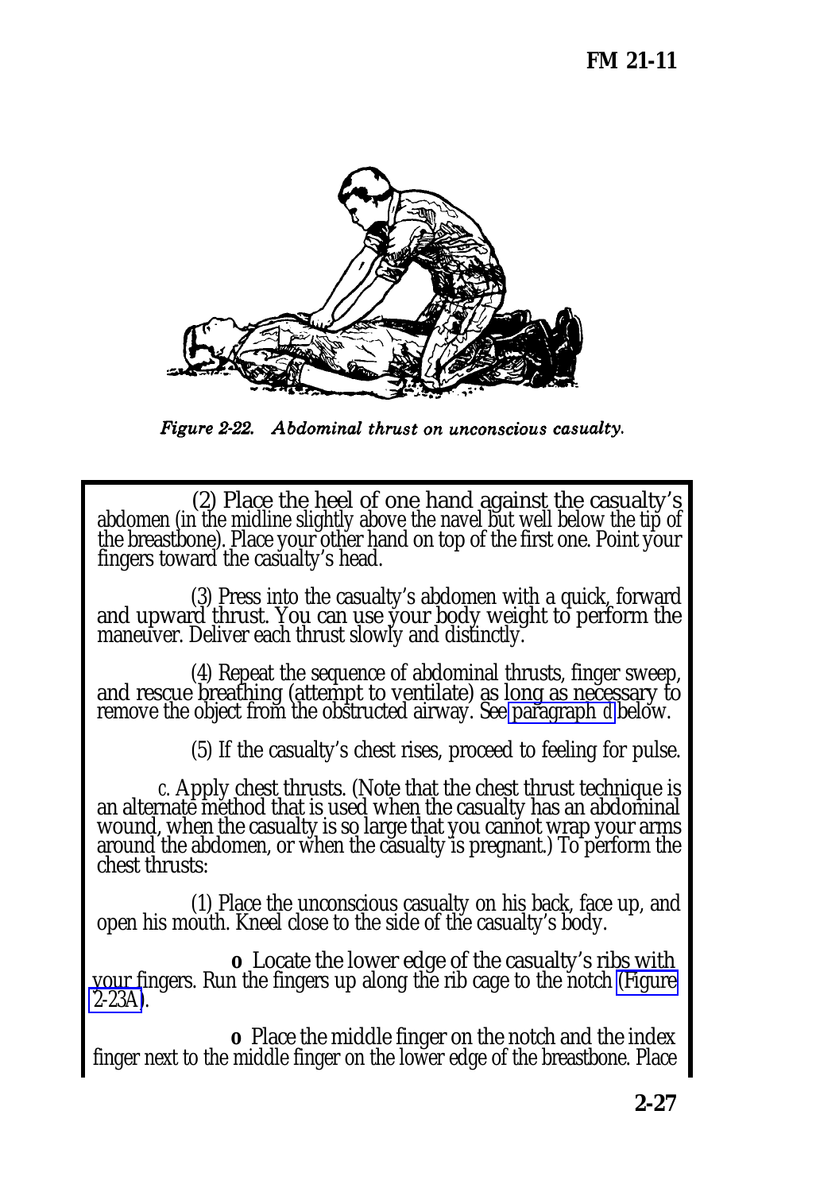*Figure 2-22. Abdominal thrust on unconscious casualty.*

(2) Place the heel of one hand against the casualty's abdomen (in the midline slightly above the navel but well below the tip of the breastbone). Place your other hand on top of the first one. Point your fingers toward the casualty's head.

(3) Press into the casualty's abdomen with a quick, forward and upward thrust. You can use your body weight to perform the maneuver. Deliver each thrust slowly and distinctly.

(4) Repeat the sequence of abdominal thrusts, finger sweep, and rescue breathing (attempt to ventilate) as long as necessary to remove the object from the obstructed airway. See paragraph *d* below.

(5) If the casualty's chest rises, proceed to feeling for pulse.

*c.* Apply chest thrusts. (Note that the chest thrust technique is an alternate method that is used when the casualty has an abdominal wound, when the casualty is so large that you cannot wrap your arms around the abdomen, or when the casualty is pregnant.) To perform the chest thrusts:

(1) Place the unconscious casualty on his back, face up, and open his mouth. Kneel close to the side of the casualty's body.

- Locate the lower edge of the casualty's ribs with your fingers. Run the fingers up along the rib cage to the notch (Figure 2-23A).

- Place the middle finger on the notch and the index finger next to the middle finger on the lower edge of the breastbone. Place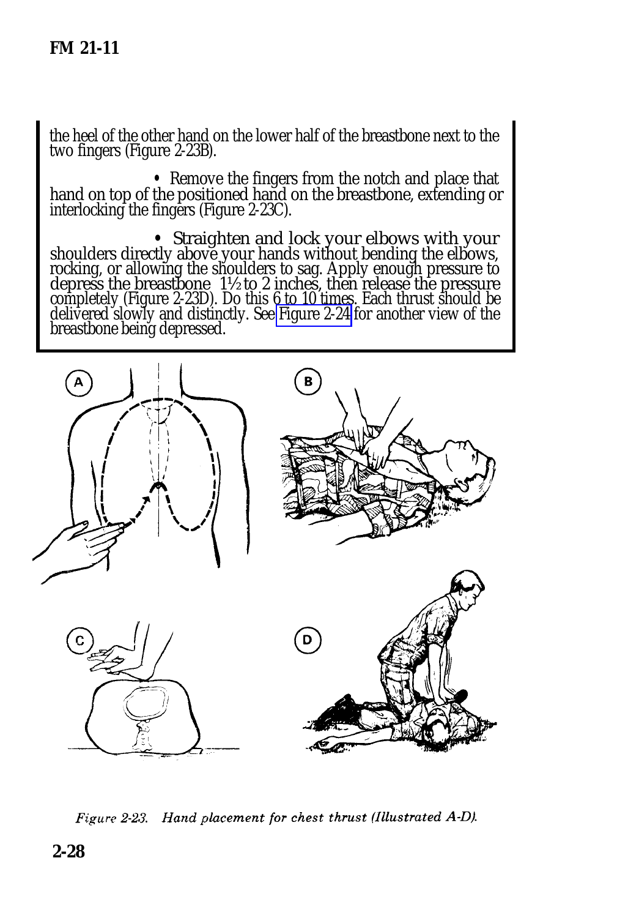the heel of the other hand on the lower half of the breastbone next to the two fingers (Figure 2-23B).

- Remove the fingers from the notch and place that hand on top of the positioned hand on the breastbone, extending or interlocking the fingers (Figure 2-23C).

- Straighten and lock your elbows with your shoulders directly above your hands without bending the elbows, rocking, or allowing the shoulders to sag. Apply enough pressure to depress the breastbone 1½ to 2 inches, then release the pressure completely (Figure 2-23D). Do this 6 to 10 times. Each thrust should be delivered slowly and distinctly. See Figure 2-24 for another view of the breastbone being depressed.

*Figure 2-23. Hand placement for chest thrust (Illustrated A-D).*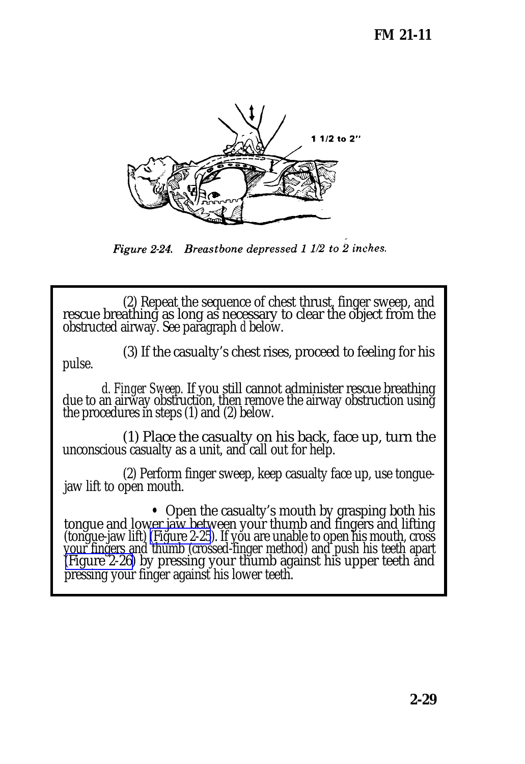*Figure 2-24. Breastbone depressed 1 1/2 to 2 inches.*

(2) Repeat the sequence of chest thrust, finger sweep, and rescue breathing as long as necessary to clear the object from the obstructed airway. See paragraph *d* below.

(3) If the casualty's chest rises, proceed to feeling for his pulse.

*d. Finger Sweep.* If you still cannot administer rescue breathing due to an airway obstruction, then remove the airway obstruction using the procedures in steps (1) and (2) below.

(1) Place the casualty on his back, face up, turn the unconscious casualty as a unit, and call out for help.

(2) Perform finger sweep, keep casualty face up, use tongue-jaw lift to open mouth.

- Open the casualty's mouth by grasping both his tongue and lower jaw between your thumb and fingers and lifting (tongue-jaw lift) (Figure 2-25). If you are unable to open his mouth, cross your fingers and thumb (crossed-finger method) and push his teeth apart (Figure 2-26) by pressing your thumb against his upper teeth and pressing your finger against his lower teeth.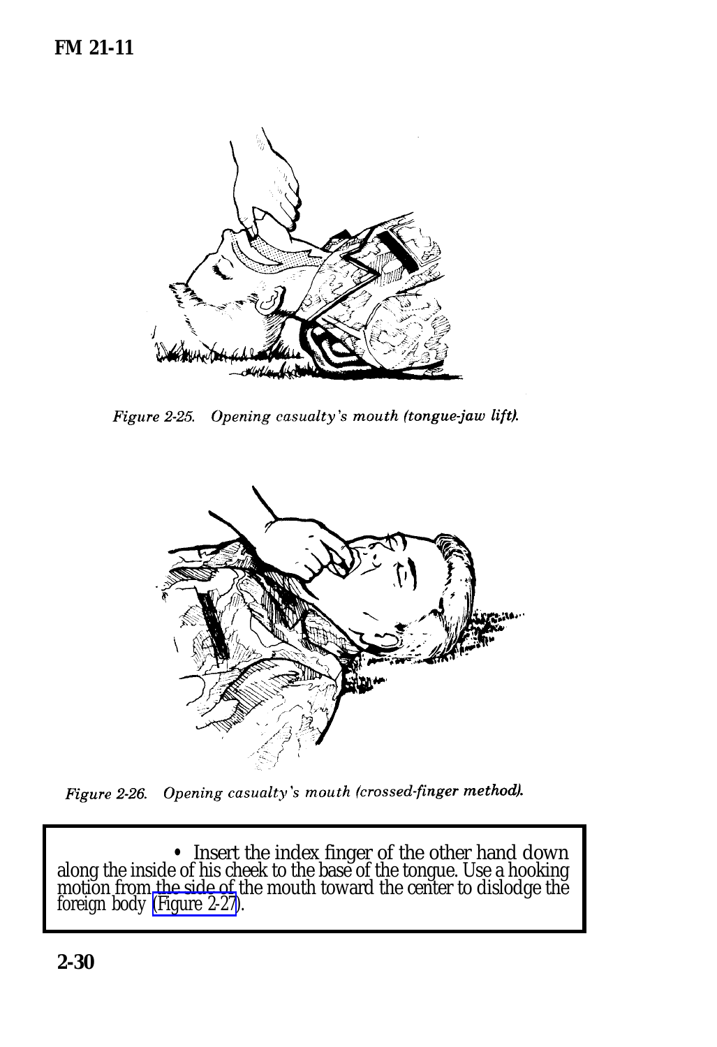Figure 2-25. Opening casualty's mouth (tongue-jaw lift).

Figure 2-26. Opening casualty's mouth (crossed-finger method).

- Insert the index finger of the other hand down along the inside of his cheek to the base of the tongue. Use a hooking motion from the side of the mouth toward the center to dislodge the foreign body (Figure 2-27).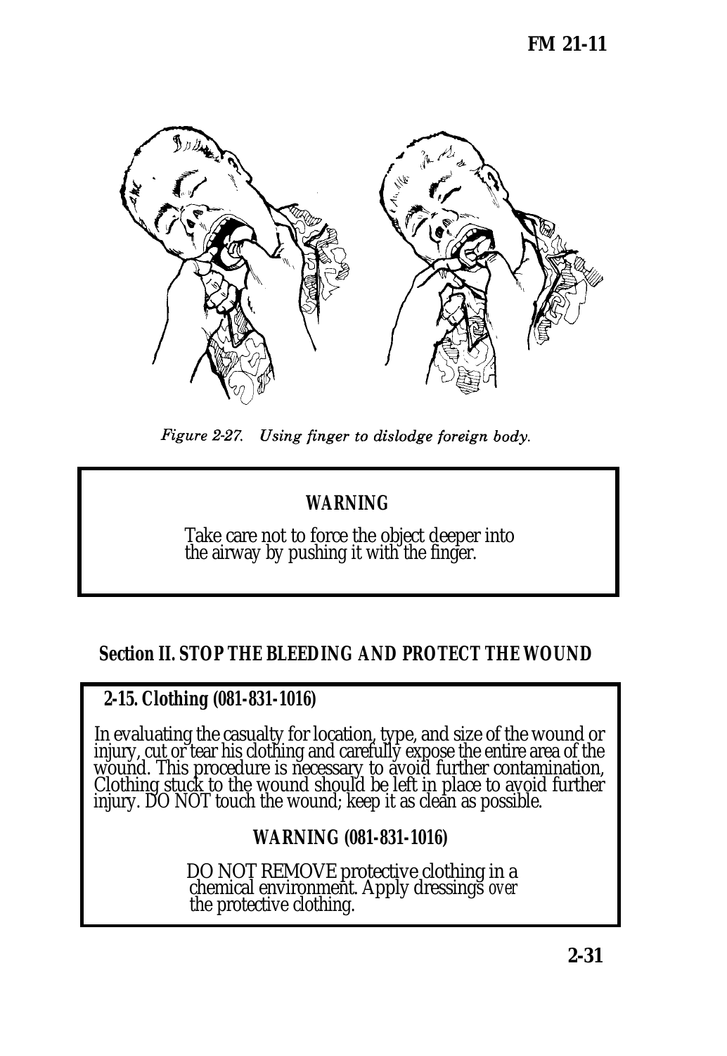*Figure 2-27. Using finger to dislodge foreign body.*

**WARNING**

Take care not to force the object deeper into the airway by pushing it with the finger.

## Section II. STOP THE BLEEDING AND PROTECT THE WOUND

### 2-15. Clothing (081-831-1016)

In evaluating the casualty for location, type, and size of the wound or injury, cut or tear his clothing and carefully expose the entire area of the wound. This procedure is necessary to avoid further contamination, Clothing stuck to the wound should be left in place to avoid further injury. DO NOT touch the wound; keep it as clean as possible.

**WARNING (081-831-1016)**

DO NOT REMOVE protective clothing in a chemical environment. Apply dressings *over* the protective clothing.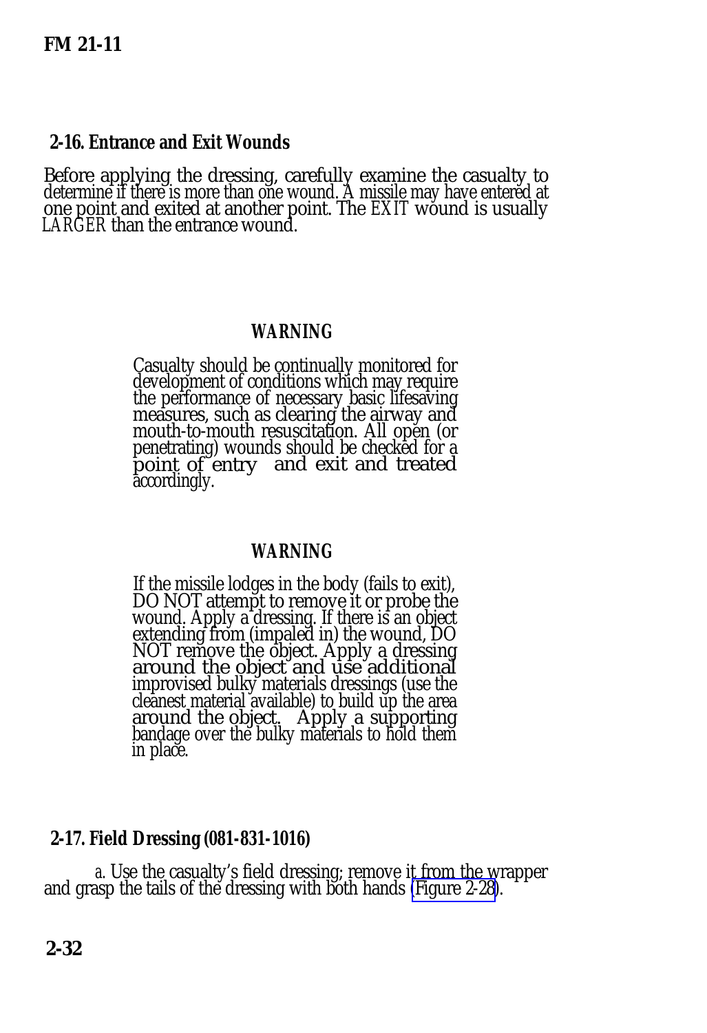## 2-16. Entrance and Exit Wounds

Before applying the dressing, carefully examine the casualty to determine if there is more than one wound. A missile may have entered at one point and exited at another point. The *EXIT* wound is usually *LARGER* than the entrance wound.

**WARNING**

Casualty should be continually monitored for development of conditions which may require the performance of necessary basic lifesaving measures, such as clearing the airway and mouth-to-mouth resuscitation. All open (or penetrating) wounds should be checked for a point of entry and exit and treated accordingly.

**WARNING**

If the missile lodges in the body (fails to exit), DO NOT attempt to remove it or probe the wound. Apply a dressing. If there is an object extending from (impaled in) the wound, DO NOT remove the object. Apply a dressing around the object and use additional improvised bulky materials dressings (use the cleanest material available) to build up the area around the object. Apply a supporting bandage over the bulky materials to hold them in place.

## 2-17. Field Dressing (081-831-1016)

*a.* Use the casualty's field dressing; remove it from the wrapper and grasp the tails of the dressing with both hands (Figure 2-28).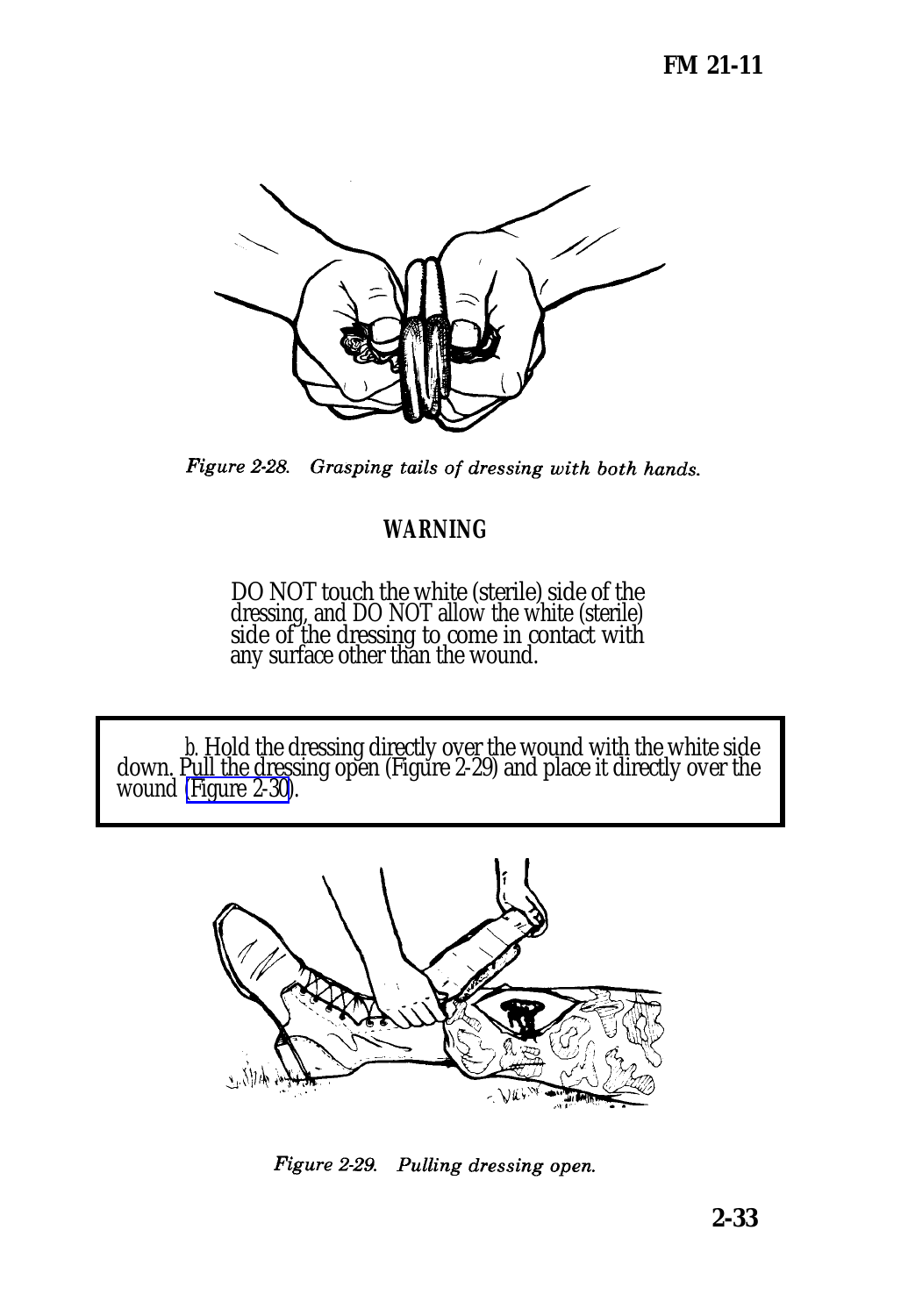Figure 2-28. Grasping tails of dressing with both hands.

**WARNING**

DO NOT touch the white (sterile) side of the dressing, and DO NOT allow the white (sterile) side of the dressing to come in contact with any surface other than the wound.

*b.* Hold the dressing directly over the wound with the white side down. Pull the dressing open (Figure 2-29) and place it directly over the wound (Figure 2-30).

Figure 2-29. Pulling dressing open.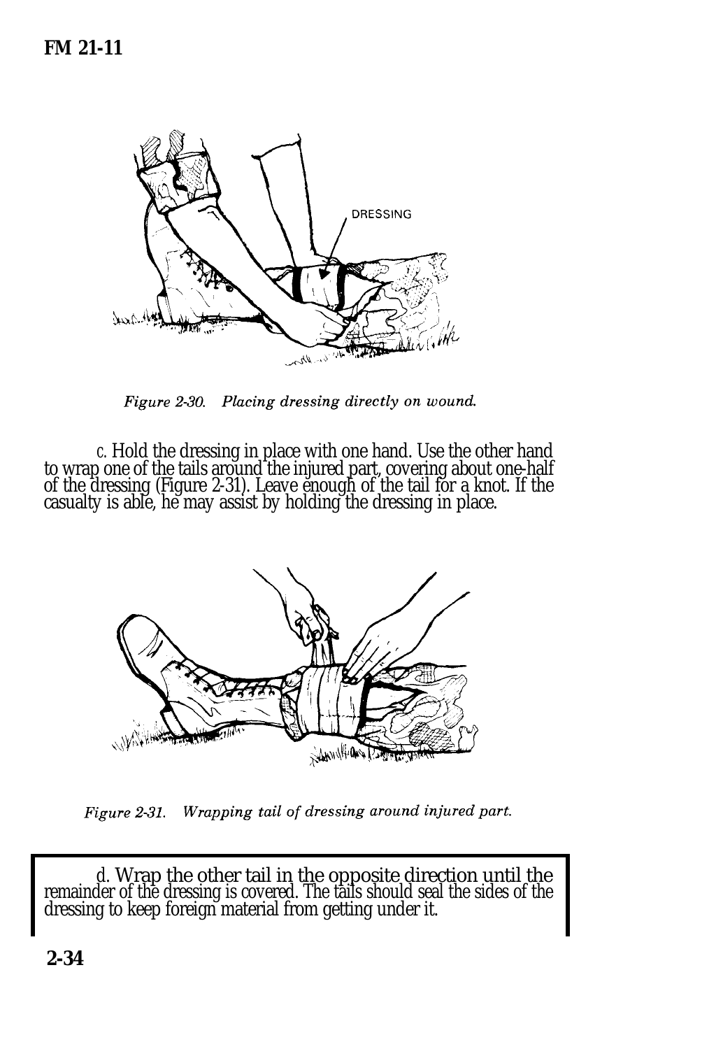Figure 2-30. Placing dressing directly on wound.

c. Hold the dressing in place with one hand. Use the other hand to wrap one of the tails around the injured part, covering about one-half of the dressing (Figure 2-31). Leave enough of the tail for a knot. If the casualty is able, he may assist by holding the dressing in place.

Figure 2-31. Wrapping tail of dressing around injured part.

d. Wrap the other tail in the opposite direction until the remainder of the dressing is covered. The tails should seal the sides of the dressing to keep foreign material from getting under it.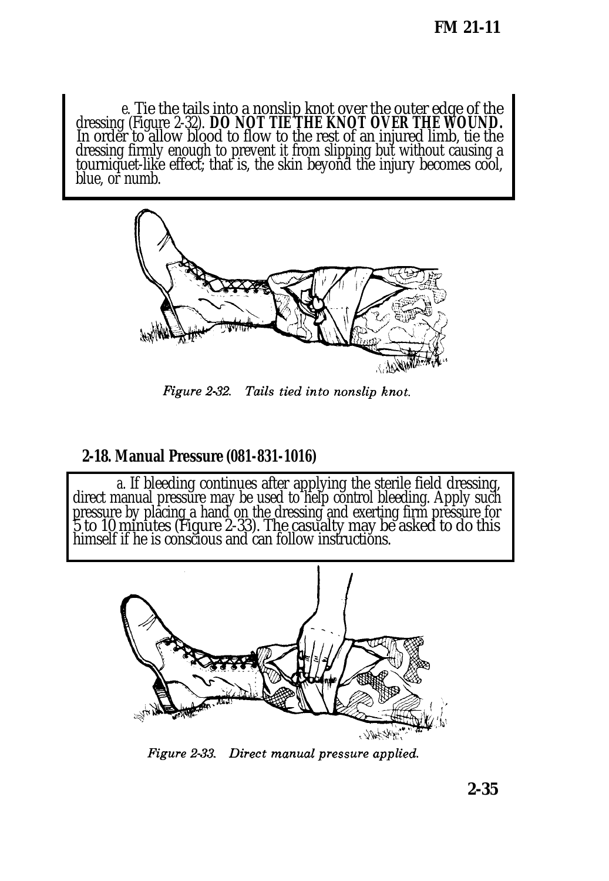e. Tie the tails into a nonslip knot over the outer edge of the dressing (Figure 2-32). **DO NOT TIE THE KNOT OVER THE WOUND.** In order to allow blood to flow to the rest of an injured limb, tie the dressing firmly enough to prevent it from slipping but without causing a tourniquet-like effect; that is, the skin beyond the injury becomes cool, blue, or numb.

*Figure 2-32. Tails tied into nonslip knot.*

## 2-18. Manual Pressure (081-831-1016)

a. If bleeding continues after applying the sterile field dressing, direct manual pressure may be used to help control bleeding. Apply such pressure by placing a hand on the dressing and exerting firm pressure for 5 to 10 minutes (Figure 2-33). The casualty may be asked to do this himself if he is conscious and can follow instructions.

*Figure 2-33. Direct manual pressure applied.*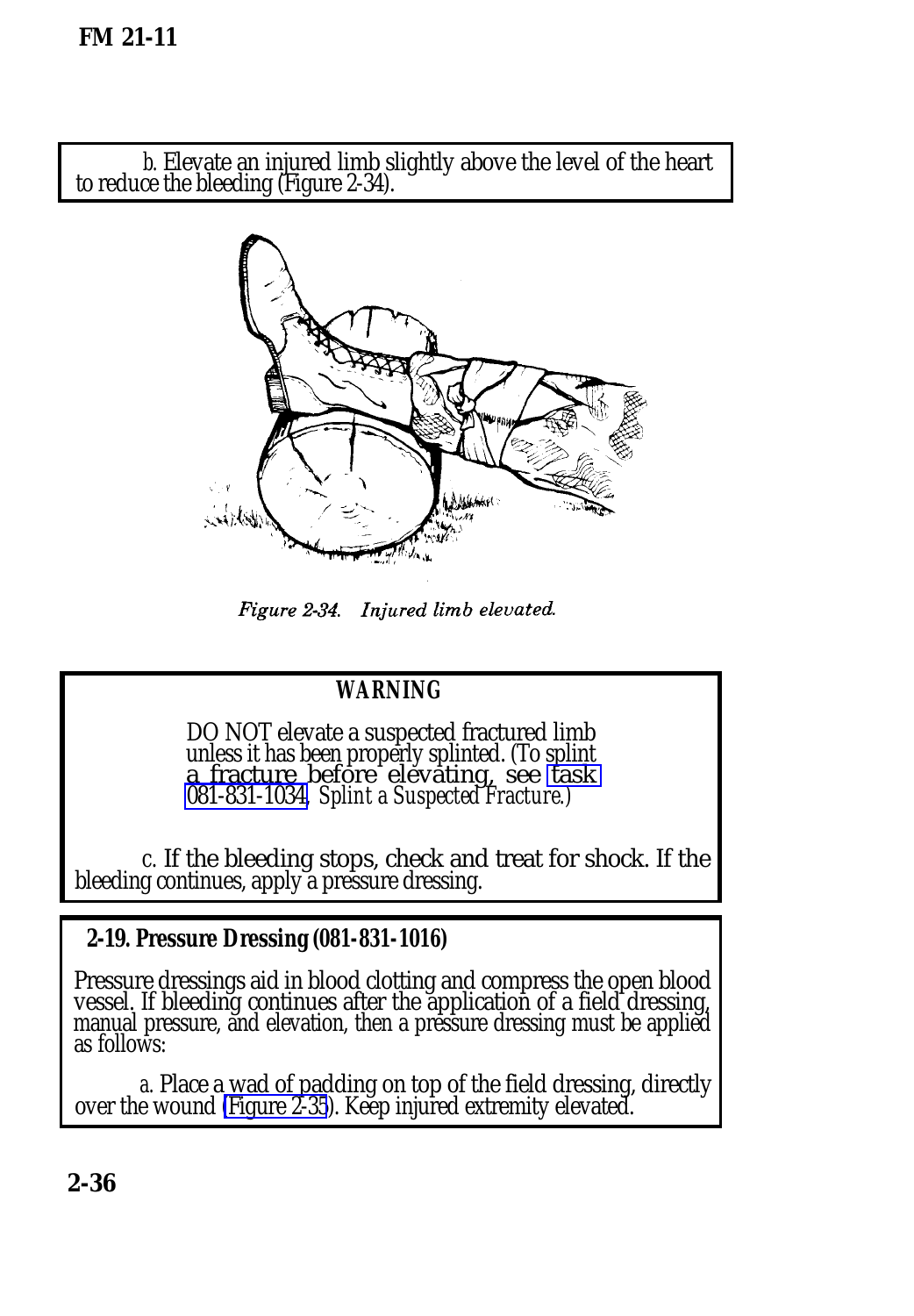*b.* Elevate an injured limb slightly above the level of the heart to reduce the bleeding (Figure 2-34).

*Figure 2-34. Injured limb elevated.*

***WARNING***

DO NOT elevate a suspected fractured limb unless it has been properly splinted. (To splint a fracture before elevating, see task 081-831-1034, *Splint a Suspected Fracture.*)

*c.* If the bleeding stops, check and treat for shock. If the bleeding continues, apply a pressure dressing.

**2-19. Pressure Dressing (081-831-1016)**

Pressure dressings aid in blood clotting and compress the open blood vessel. If bleeding continues after the application of a field dressing, manual pressure, and elevation, then a pressure dressing must be applied as follows:

*a.* Place a wad of padding on top of the field dressing, directly over the wound (Figure 2-35). Keep injured extremity elevated.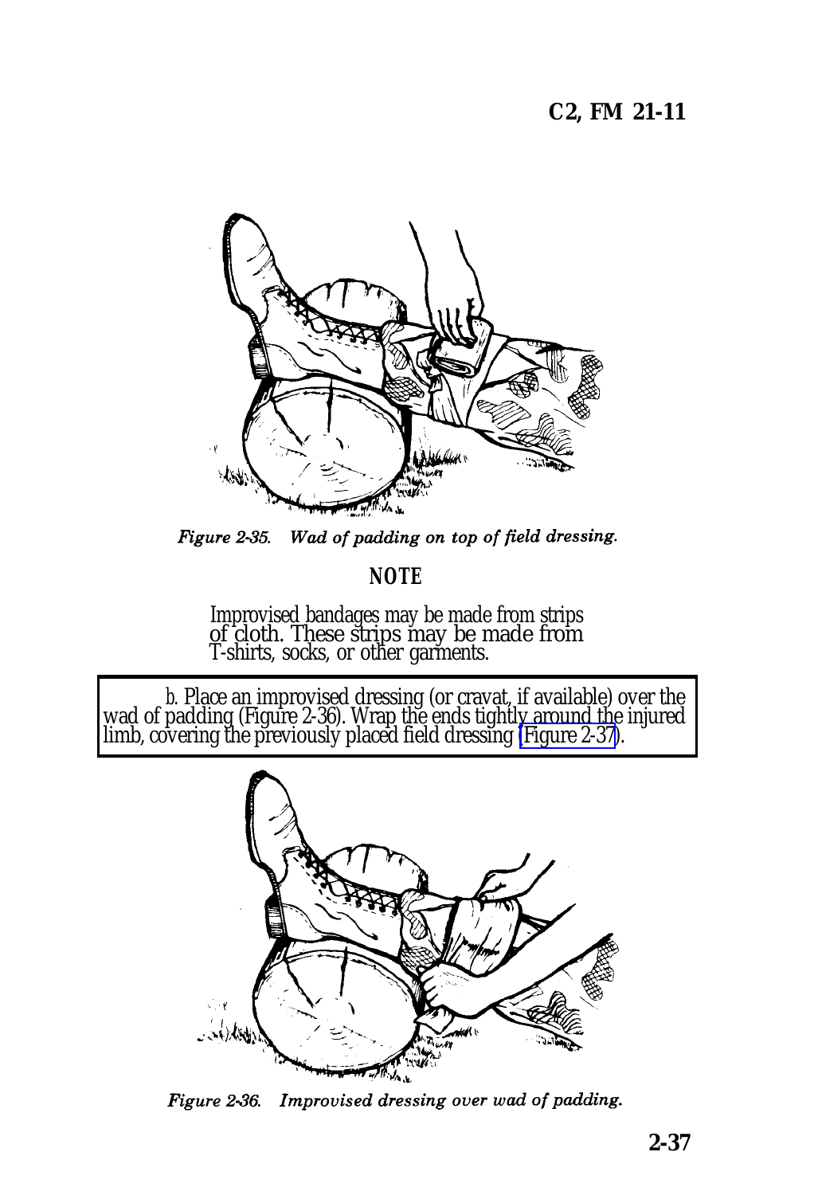*Figure 2-35. Wad of padding on top of field dressing.*

**NOTE**

Improvised bandages may be made from strips of cloth. These strips may be made from T-shirts, socks, or other garments.

*b*. Place an improvised dressing (or cravat, if available) over the wad of padding (Figure 2-36). Wrap the ends tightly around the injured limb, covering the previously placed field dressing (Figure 2-37).

*Figure 2-36. Improvised dressing over wad of padding.*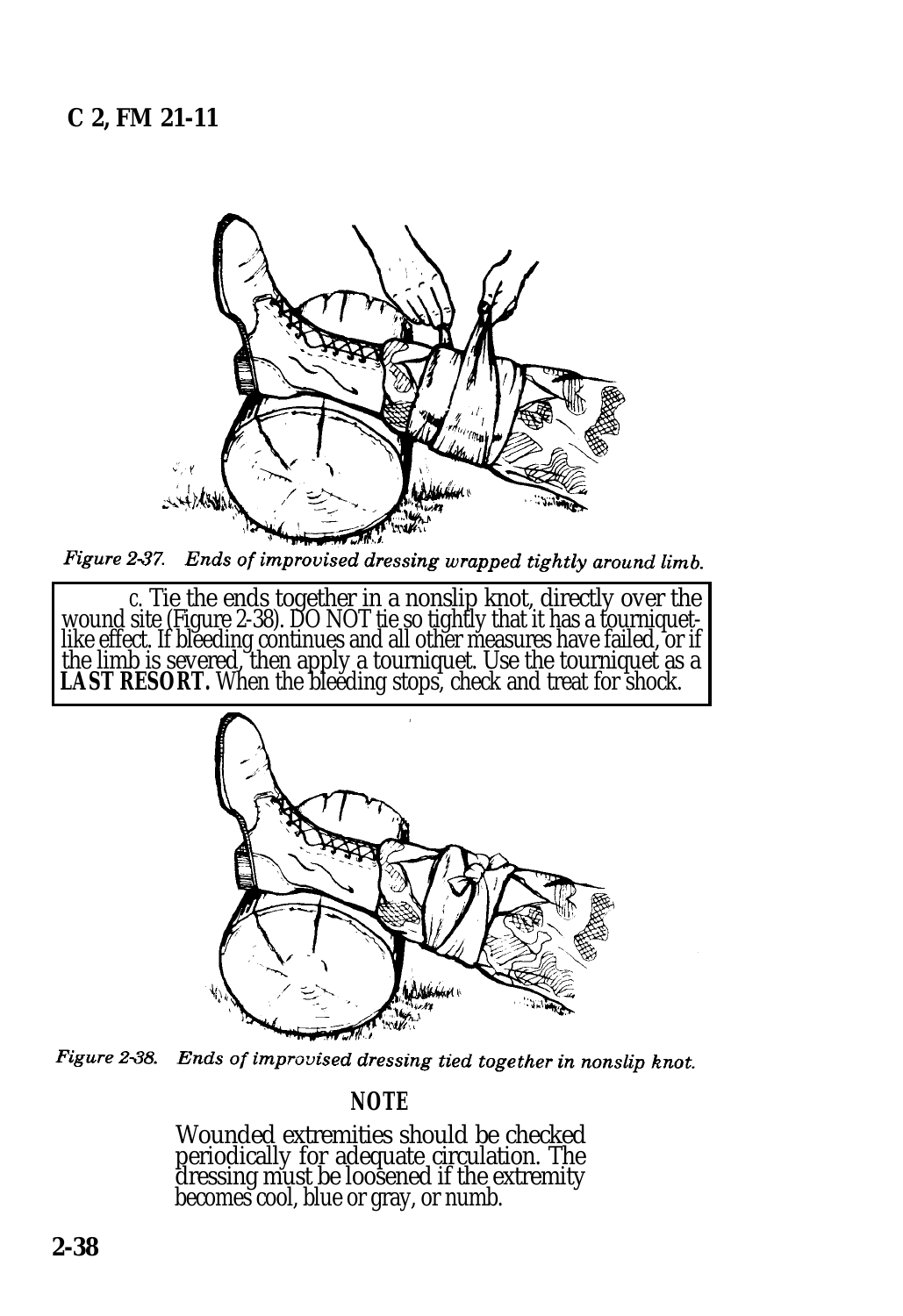*Figure 2-37. Ends of improvised dressing wrapped tightly around limb.*

c. Tie the ends together in a nonslip knot, directly over the wound site (Figure 2-38). DO NOT tie so tightly that it has a tourniquet-like effect. If bleeding continues and all other measures have failed, or if the limb is severed, then apply a tourniquet. Use the tourniquet as a **LAST RESORT.** When the bleeding stops, check and treat for shock.

*Figure 2-38. Ends of improvised dressing tied together in nonslip knot.*

**NOTE**

Wounded extremities should be checked periodically for adequate circulation. The dressing must be loosened if the extremity becomes cool, blue or gray, or numb.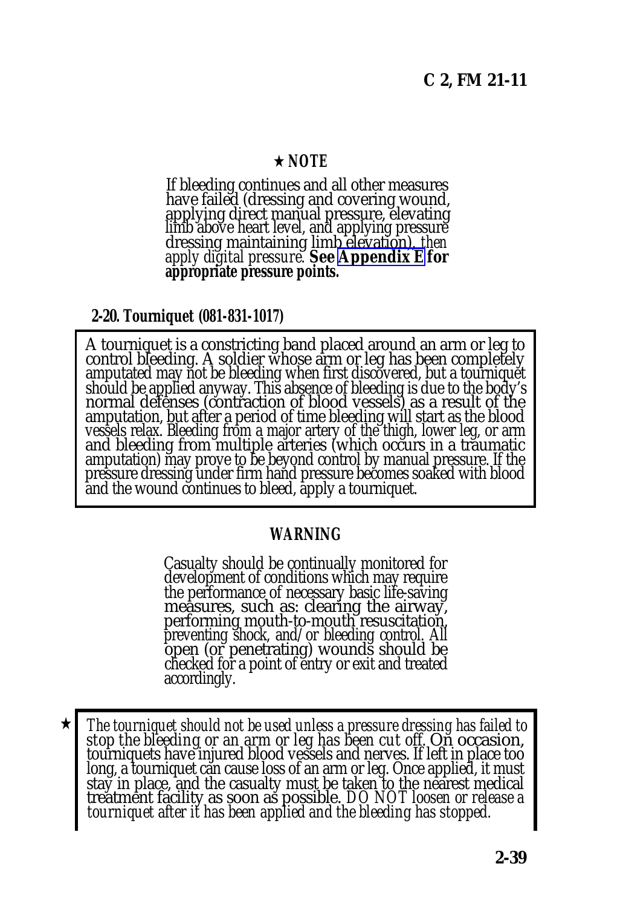★ ***NOTE***

If bleeding continues and all other measures have failed (dressing and covering wound, applying direct manual pressure, elevating limb above heart level, and applying pressure dressing maintaining limb elevation), *then apply digital pressure.* **See Appendix E for appropriate pressure points.**

## 2-20. Tourniquet (081-831-1017)

A tourniquet is a constricting band placed around an arm or leg to control bleeding. A soldier whose arm or leg has been completely amputated may not be bleeding when first discovered, but a tourniquet should be applied anyway. This absence of bleeding is due to the body's normal defenses (contraction of blood vessels) as a result of the amputation, but after a period of time bleeding will start as the blood vessels relax. Bleeding from a major artery of the thigh, lower leg, or arm and bleeding from multiple arteries (which occurs in a traumatic amputation) may prove to be beyond control by manual pressure. If the pressure dressing under firm hand pressure becomes soaked with blood and the wound continues to bleed, apply a tourniquet.

***WARNING***

Casualty should be continually monitored for development of conditions which may require the performance of necessary basic life-saving measures, such as: clearing the airway, performing mouth-to-mouth resuscitation, preventing shock, and/or bleeding control. All open (or penetrating) wounds should be checked for a point of entry or exit and treated accordingly.

★ *The tourniquet should not be used unless a pressure dressing has failed to stop the bleeding or an arm or leg has been cut off.* On occasion, tourniquets have injured blood vessels and nerves. If left in place too long, a tourniquet can cause loss of an arm or leg. Once applied, it must stay in place, and the casualty must be taken to the nearest medical treatment facility as soon as possible. *DO NOT loosen or release a tourniquet after it has been applied and the bleeding has stopped.*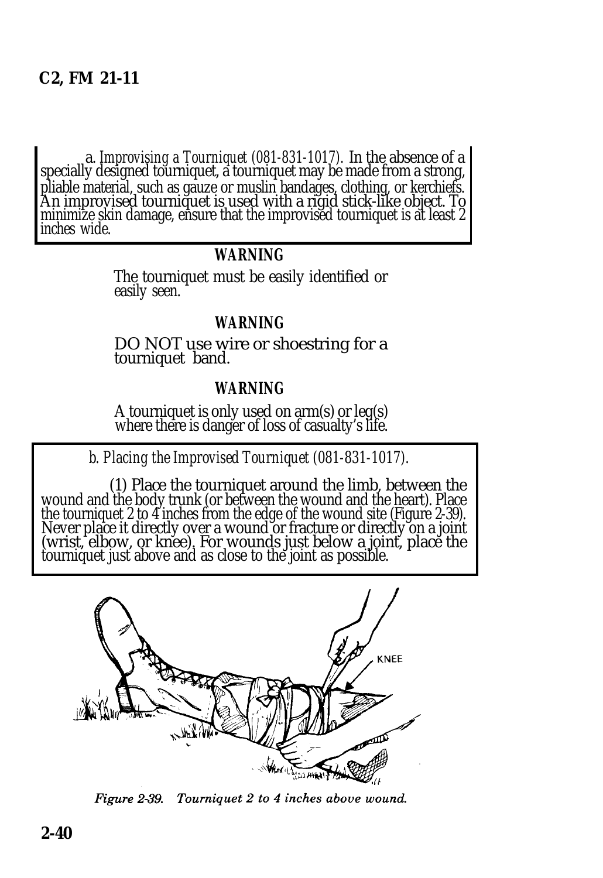a. *Improvising a Tourniquet (081-831-1017).* In the absence of a specially designed tourniquet, a tourniquet may be made from a strong, pliable material, such as gauze or muslin bandages, clothing, or kerchiefs. An improvised tourniquet is used with a rigid stick-like object. To minimize skin damage, ensure that the improvised tourniquet is at least 2 inches wide.

**WARNING**

The tourniquet must be easily identified or easily seen.

**WARNING**

DO NOT use wire or shoestring for a tourniquet band.

**WARNING**

A tourniquet is only used on arm(s) or leg(s) where there is danger of loss of casualty's life.

b. *Placing the Improvised Tourniquet (081-831-1017).*

(1) Place the tourniquet around the limb, between the wound and the body trunk (or between the wound and the heart). Place the tourniquet 2 to 4 inches from the edge of the wound site (Figure 2-39). Never place it directly over a wound or fracture or directly on a joint (wrist, elbow, or knee). For wounds just below a joint, place the tourniquet just above and as close to the joint as possible.

KNEE

*Figure 2-39. Tourniquet 2 to 4 inches above wound.*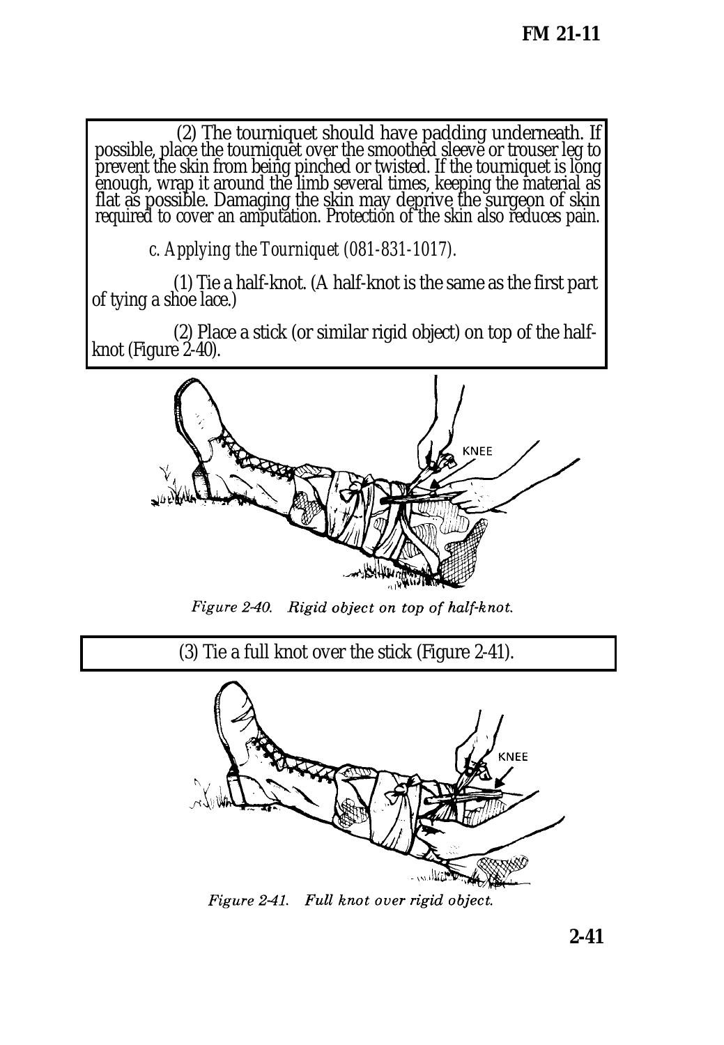(2) The tourniquet should have padding underneath. If possible, place the tourniquet over the smoothed sleeve or trouser leg to prevent the skin from being pinched or twisted. If the tourniquet is long enough, wrap it around the limb several times, keeping the material as flat as possible. Damaging the skin may deprive the surgeon of skin required to cover an amputation. Protection of the skin also reduces pain.

*c. Applying the Tourniquet (081-831-1017).*

(1) Tie a half-knot. (A half-knot is the same as the first part of tying a shoe lace.)

(2) Place a stick (or similar rigid object) on top of the half-knot (Figure 2-40).

*Figure 2-40. Rigid object on top of half-knot.*

(3) Tie a full knot over the stick (Figure 2-41).

*Figure 2-41. Full knot over rigid object.*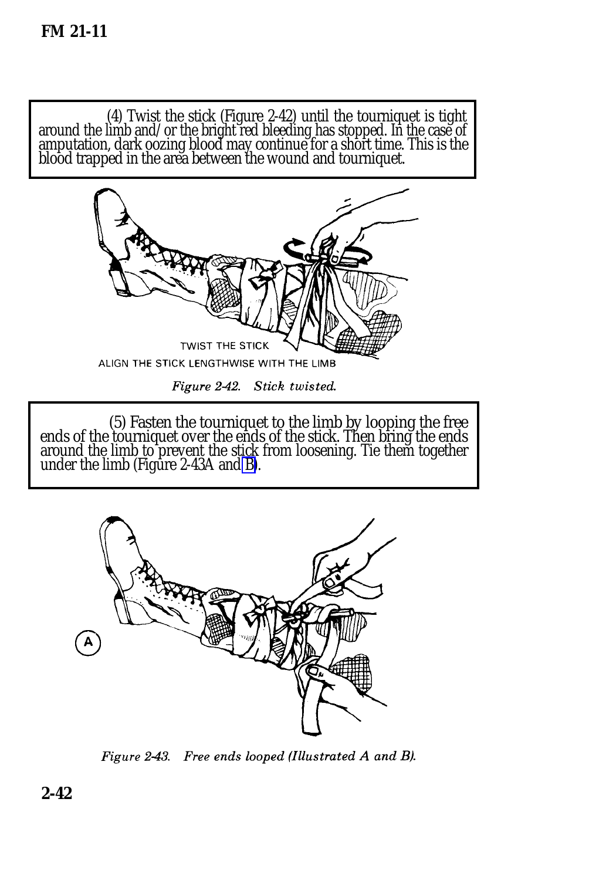(4) Twist the stick (Figure 2-42) until the tourniquet is tight around the limb and/or the bright red bleeding has stopped. In the case of amputation, dark oozing blood may continue for a short time. This is the blood trapped in the area between the wound and tourniquet.

TWIST THE STICK

ALIGN THE STICK LENGTHWISE WITH THE LIMB

*Figure 2-42. Stick twisted.*

(5) Fasten the tourniquet to the limb by looping the free ends of the tourniquet over the ends of the stick. Then bring the ends around the limb to prevent the stick from loosening. Tie them together under the limb (Figure 2-43A and B).

A

*Figure 2-43. Free ends looped (Illustrated A and B).*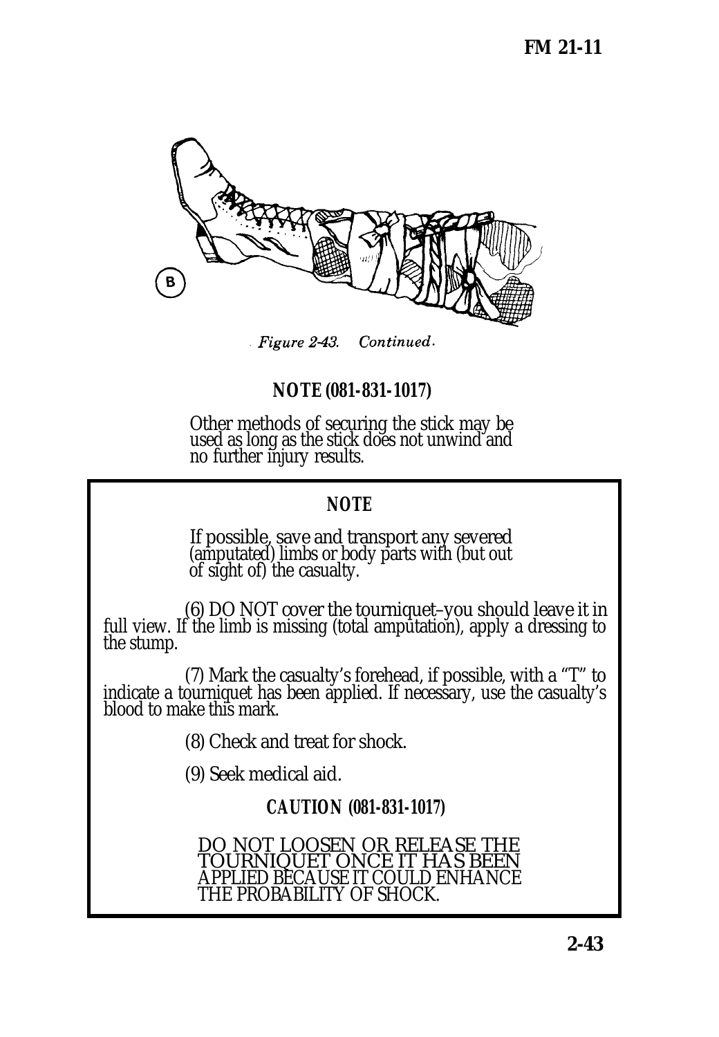*Figure 2-43. Continued.*

**NOTE (081-831-1017)**

Other methods of securing the stick may be used as long as the stick does not unwind and no further injury results.

**NOTE**

If possible, save and transport any severed (amputated) limbs or body parts with (but out of sight of) the casualty.

(6) DO NOT cover the tourniquet–you should leave it in full view. If the limb is missing (total amputation), apply a dressing to the stump.

(7) Mark the casualty's forehead, if possible, with a "T" to indicate a tourniquet has been applied. If necessary, use the casualty's blood to make this mark.

(8) Check and treat for shock.

(9) Seek medical aid.

**CAUTION (081-831-1017)**

DO NOT LOOSEN OR RELEASE THE TOURNIQUET ONCE IT HAS BEEN APPLIED BECAUSE IT COULD ENHANCE THE PROBABILITY OF SHOCK.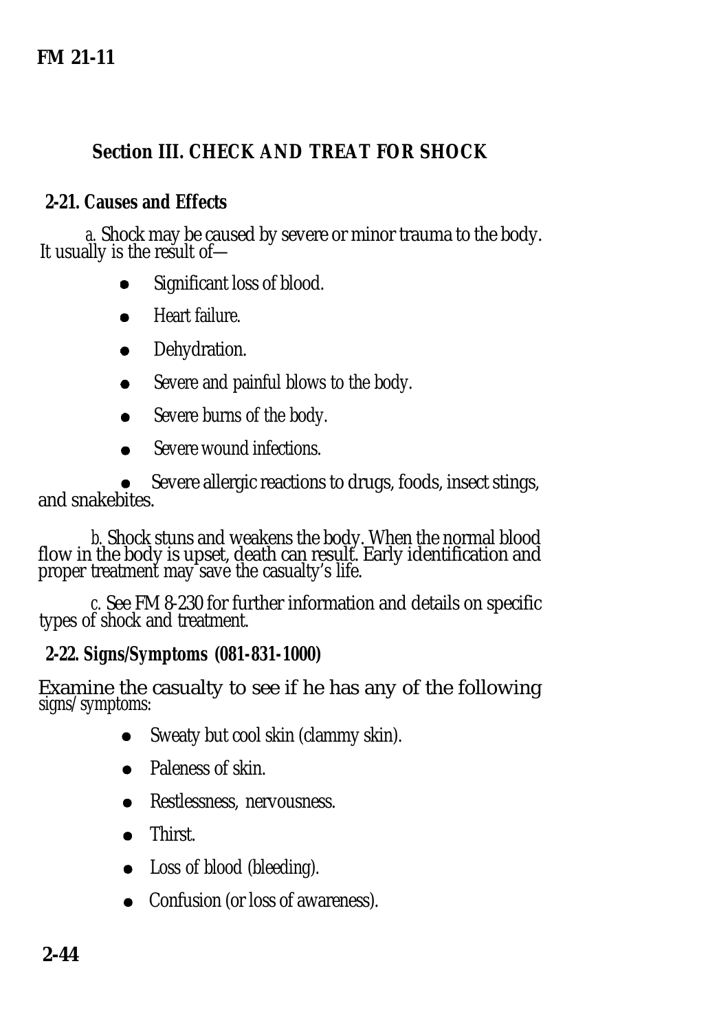## Section III. CHECK AND TREAT FOR SHOCK

### 2-21. Causes and Effects

*a.* Shock may be caused by severe or minor trauma to the body. It usually is the result of—

- Significant loss of blood.
- Heart failure.
- Dehydration.
- Severe and painful blows to the body.
- Severe burns of the body.
- Severe wound infections.
- Severe allergic reactions to drugs, foods, insect stings, and snakebites.

*b.* Shock stuns and weakens the body. When the normal blood flow in the body is upset, death can result. Early identification and proper treatment may save the casualty's life.

*c.* See FM 8-230 for further information and details on specific types of shock and treatment.

### 2-22. Signs/Symptoms (081-831-1000)

Examine the casualty to see if he has any of the following signs/symptoms:

- Sweaty but cool skin (clammy skin).
- Paleness of skin.
- Restlessness, nervousness.
- Thirst.
- Loss of blood (bleeding).
- Confusion (or loss of awareness).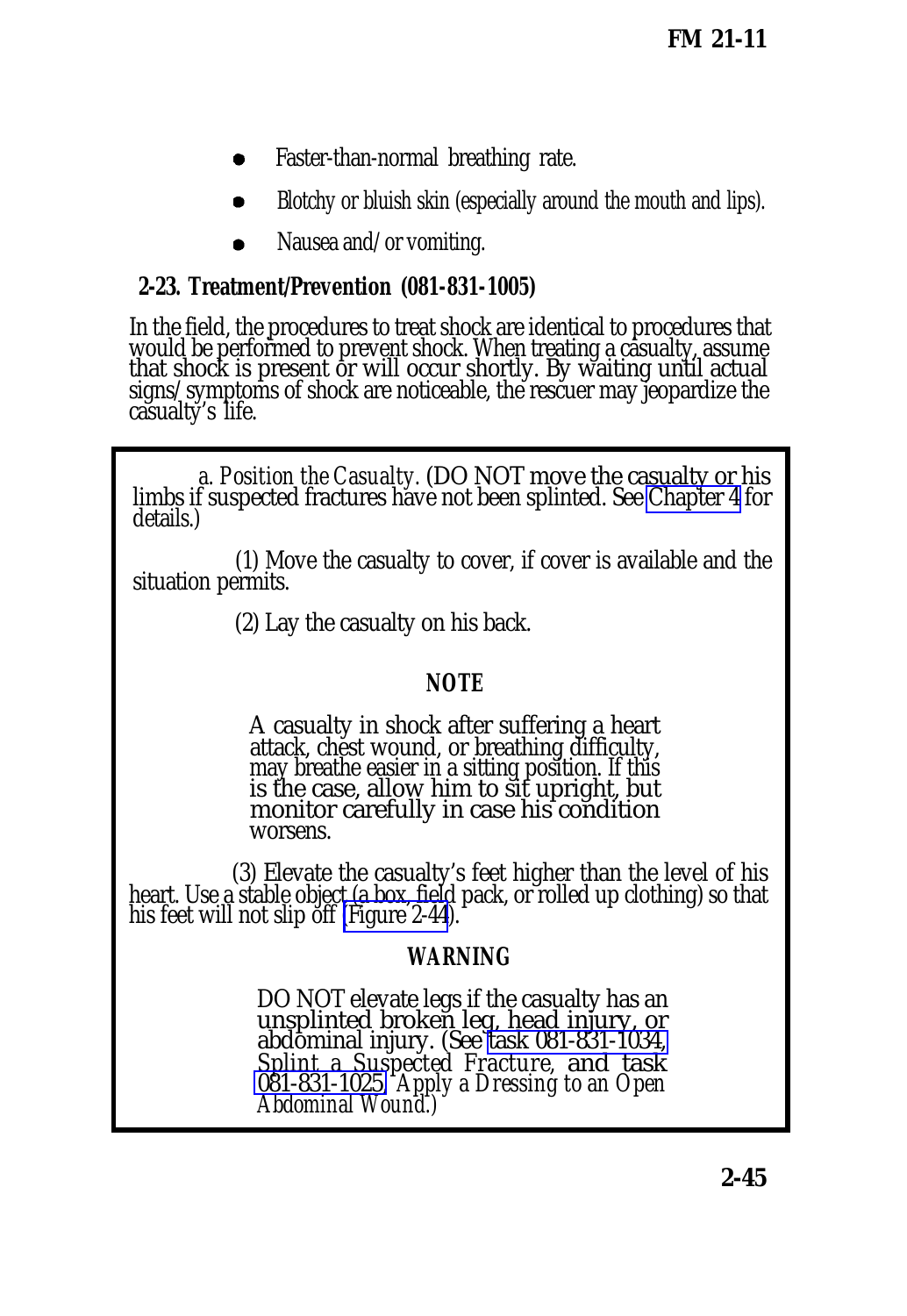- Faster-than-normal breathing rate.
- Blotchy or bluish skin (especially around the mouth and lips).
- Nausea and/or vomiting.

## 2-23. Treatment/Prevention (081-831-1005)

In the field, the procedures to treat shock are identical to procedures that would be performed to prevent shock. When treating a casualty, assume that shock is present or will occur shortly. By waiting until actual signs/symptoms of shock are noticeable, the rescuer may jeopardize the casualty's life.

a. *Position the Casualty.* (DO NOT move the casualty or his limbs if suspected fractures have not been splinted. See Chapter 4 for details.)

(1) Move the casualty to cover, if cover is available and the situation permits.

(2) Lay the casualty on his back.

**NOTE**

A casualty in shock after suffering a heart attack, chest wound, or breathing difficulty, may breathe easier in a sitting position. If this is the case, allow him to sit upright, but monitor carefully in case his condition worsens.

(3) Elevate the casualty's feet higher than the level of his heart. Use a stable object (a box, field pack, or rolled up clothing) so that his feet will not slip off (Figure 2-44).

**WARNING**

DO NOT elevate legs if the casualty has an unsplinted broken leg, head injury, or abdominal injury. (See task 081-831-1034, *Splint a Suspected Fracture*, and task 081-831-1025, *Apply a Dressing to an Open Abdominal Wound.*)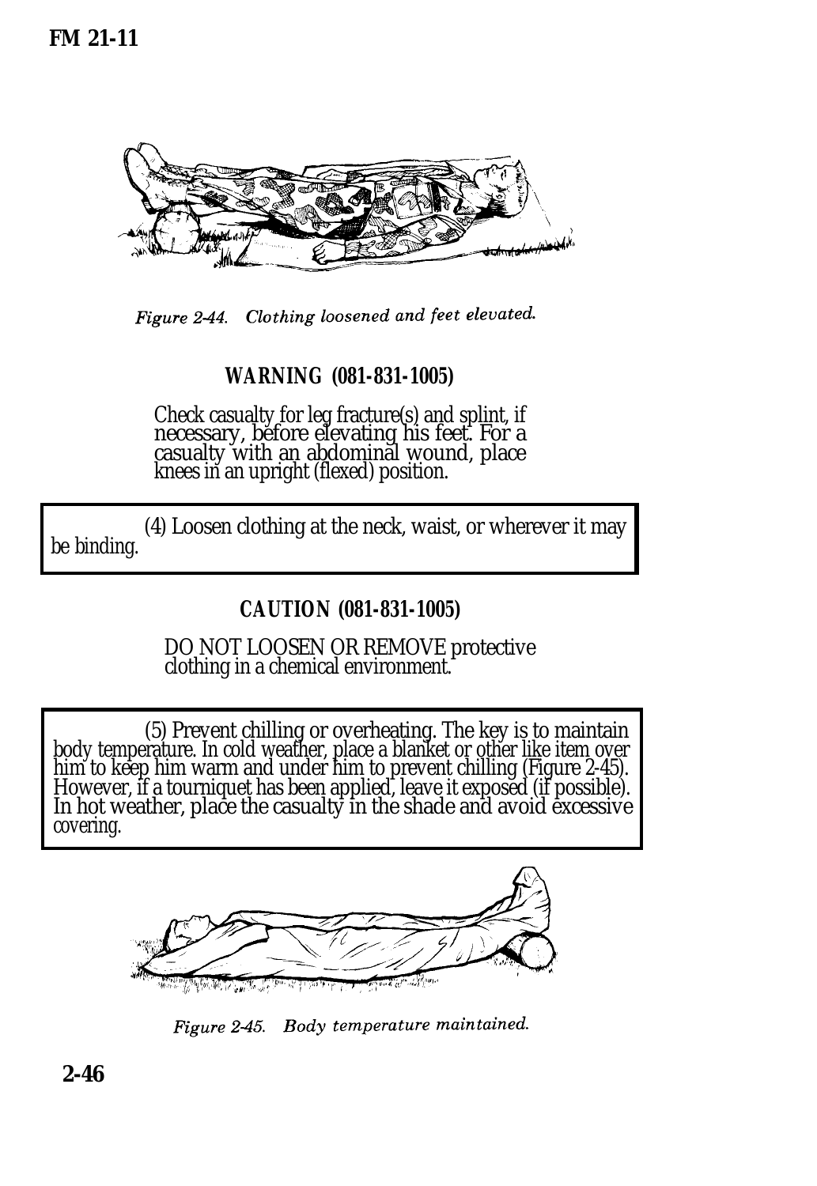Figure 2-44. Clothing loosened and feet elevated.

**WARNING (081-831-1005)**

Check casualty for leg fracture(s) and splint, if necessary, before elevating his feet. For a casualty with an abdominal wound, place knees in an upright (flexed) position.

(4) Loosen clothing at the neck, waist, or wherever it may be binding.

**CAUTION (081-831-1005)**

DO NOT LOOSEN OR REMOVE protective clothing in a chemical environment.

(5) Prevent chilling or overheating. The key is to maintain body temperature. In cold weather, place a blanket or other like item over him to keep him warm and under him to prevent chilling (Figure 2-45). However, if a tourniquet has been applied, leave it exposed (if possible). In hot weather, place the casualty in the shade and avoid excessive covering.

Figure 2-45. Body temperature maintained.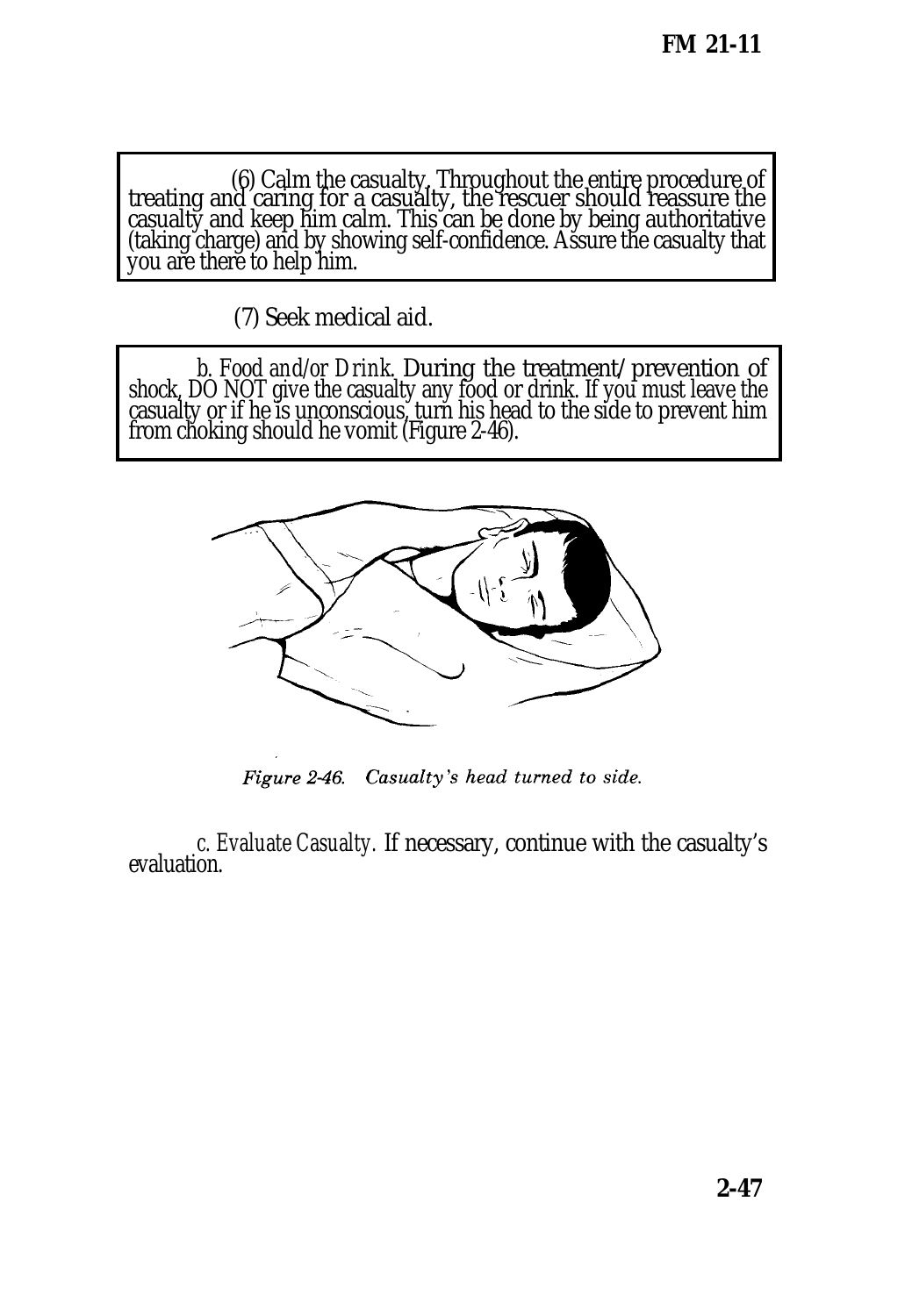(6) Calm the casualty. Throughout the entire procedure of treating and caring for a casualty, the rescuer should reassure the casualty and keep him calm. This can be done by being authoritative (taking charge) and by showing self-confidence. Assure the casualty that you are there to help him.

(7) Seek medical aid.

*b. Food and/or Drink.* During the treatment/prevention of shock, DO NOT give the casualty any food or drink. If you must leave the casualty or if he is unconscious, turn his head to the side to prevent him from choking should he vomit (Figure 2-46).

*Figure 2-46. Casualty's head turned to side.*

*c. Evaluate Casualty.* If necessary, continue with the casualty's evaluation.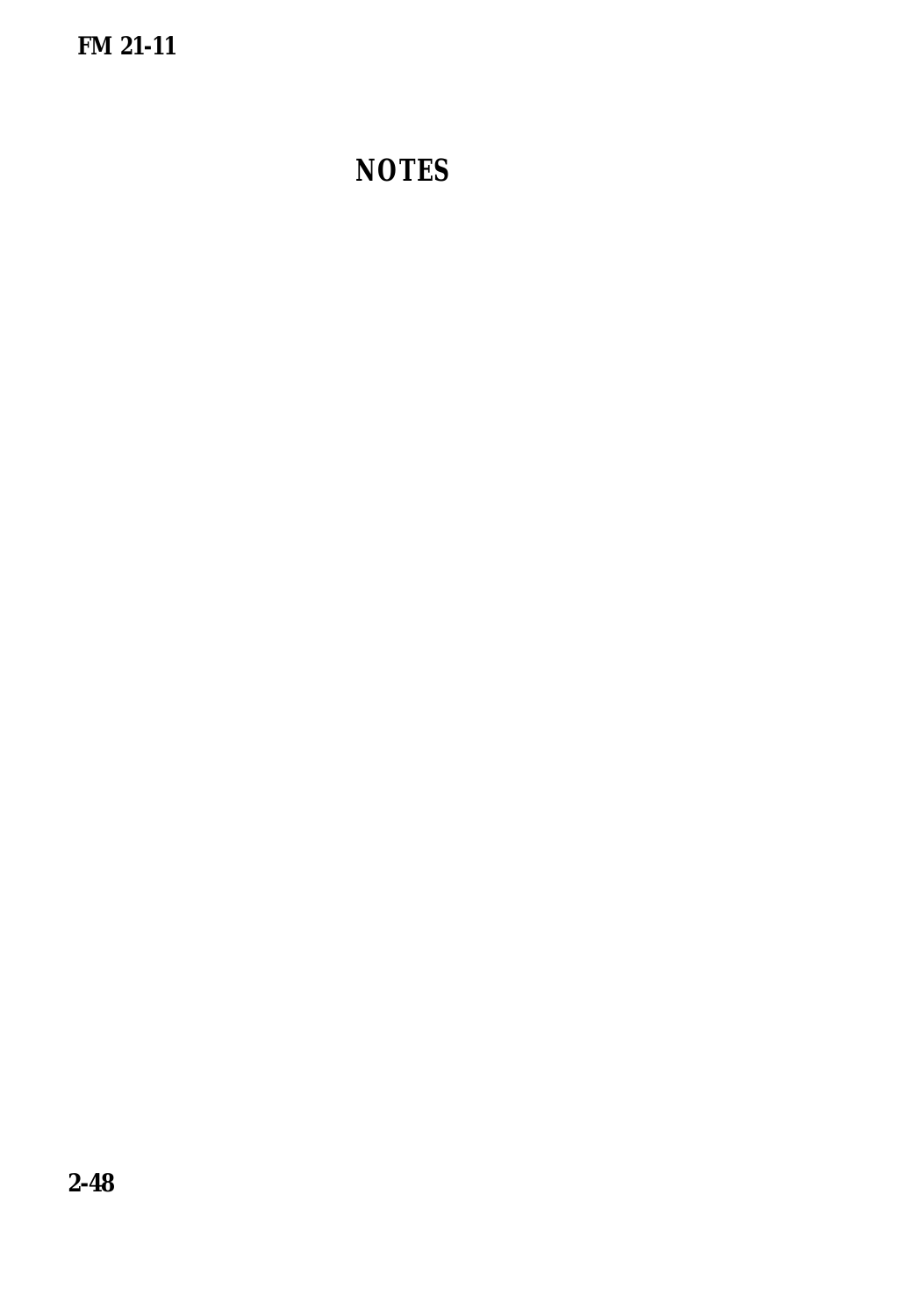# NOTES